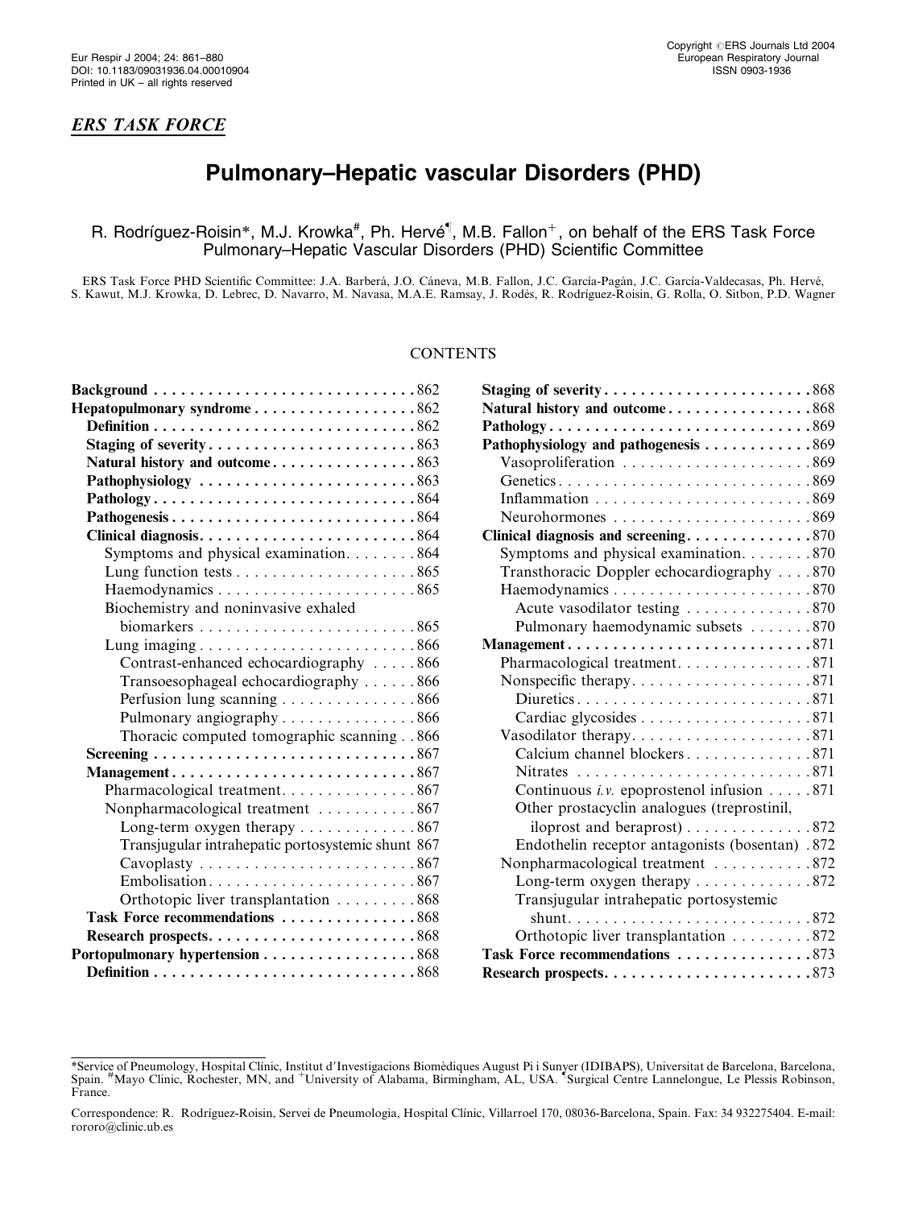Eur Respir J 2004; 24: 861–880
DOI: 10.1183/09031936.04.00010904
Printed in UK – all rights reserved

Copyright ©ERS Journals Ltd 2004
European Respiratory Journal
ISSN 0903-1936

***ERS TASK FORCE***

# Pulmonary–Hepatic vascular Disorders (PHD)

R. Rodríguez-Roisin*, M.J. Krowka[#], Ph. Hervé[¶], M.B. Fallon[+], on behalf of the ERS Task Force Pulmonary–Hepatic Vascular Disorders (PHD) Scientific Committee

ERS Task Force PHD Scientific Committee: J.A. Barberá, J.O. Cáneva, M.B. Fallon, J.C. García-Pagán, J.C. García-Valdecasas, Ph. Hervé, S. Kawut, M.J. Krowka, D. Lebrec, D. Navarro, M. Navasa, M.A.E. Ramsay, J. Rodés, R. Rodríguez-Roisin, G. Rolla, O. Sitbon, P.D. Wagner

## CONTENTS

- **Background** . . . . . 862
- **Hepatopulmonary syndrome** . . . . . 862
  - **Definition** . . . . . 862
  - **Staging of severity** . . . . . 863
  - **Natural history and outcome** . . . . . 863
  - **Pathophysiology** . . . . . 863
  - **Pathology** . . . . . 864
  - **Pathogenesis** . . . . . 864
  - **Clinical diagnosis** . . . . . 864
    - Symptoms and physical examination . . . . . 864
    - Lung function tests . . . . . 865
    - Haemodynamics . . . . . 865
    - Biochemistry and noninvasive exhaled biomarkers . . . . . 865
    - Lung imaging . . . . . 866
      - Contrast-enhanced echocardiography . . . . . 866
      - Transoesophageal echocardiography . . . . . 866
      - Perfusion lung scanning . . . . . 866
      - Pulmonary angiography . . . . . 866
      - Thoracic computed tomographic scanning . . . . . 866
  - **Screening** . . . . . 867
  - **Management** . . . . . 867
    - Pharmacological treatment . . . . . 867
    - Nonpharmacological treatment . . . . . 867
      - Long-term oxygen therapy . . . . . 867
      - Transjugular intrahepatic portosystemic shunt 867
      - Cavoplasty . . . . . 867
      - Embolisation . . . . . 867
      - Orthotopic liver transplantation . . . . . 868
  - **Task Force recommendations** . . . . . 868
  - **Research prospects** . . . . . 868
- **Portopulmonary hypertension** . . . . . 868
  - **Definition** . . . . . 868
  - **Staging of severity** . . . . . 868
  - **Natural history and outcome** . . . . . 868
  - **Pathology** . . . . . 869
  - **Pathophysiology and pathogenesis** . . . . . 869
    - Vasoproliferation . . . . . 869
    - Genetics . . . . . 869
    - Inflammation . . . . . 869
    - Neurohormones . . . . . 869
  - **Clinical diagnosis and screening** . . . . . 870
    - Symptoms and physical examination . . . . . 870
    - Transthoracic Doppler echocardiography . . . . . 870
    - Haemodynamics . . . . . 870
      - Acute vasodilator testing . . . . . 870
      - Pulmonary haemodynamic subsets . . . . . 870
  - **Management** . . . . . 871
    - Pharmacological treatment . . . . . 871
    - Nonspecific therapy . . . . . 871
      - Diuretics . . . . . 871
      - Cardiac glycosides . . . . . 871
    - Vasodilator therapy . . . . . 871
      - Calcium channel blockers . . . . . 871
      - Nitrates . . . . . 871
      - Continuous *i.v.* epoprostenol infusion . . . . . 871
      - Other prostacyclin analogues (treprostinil, iloprost and beraprost) . . . . . 872
      - Endothelin receptor antagonists (bosentan) . 872
    - Nonpharmacological treatment . . . . . 872
      - Long-term oxygen therapy . . . . . 872
      - Transjugular intrahepatic portosystemic shunt . . . . . 872
      - Orthotopic liver transplantation . . . . . 872
  - **Task Force recommendations** . . . . . 873
  - **Research prospects** . . . . . 873

---

*Service of Pneumology, Hospital Clínic, Institut d'Investigacions Biomèdiques August Pi i Sunyer (IDIBAPS), Universitat de Barcelona, Barcelona, Spain. [#]Mayo Clinic, Rochester, MN, and [+]University of Alabama, Birmingham, AL, USA. [¶]Surgical Centre Lannelongue, Le Plessis Robinson, France.

Correspondence: R. Rodríguez-Roisin, Servei de Pneumologia, Hospital Clínic, Villarroel 170, 08036-Barcelona, Spain. Fax: 34 932275404. E-mail: rororo@clinic.ub.es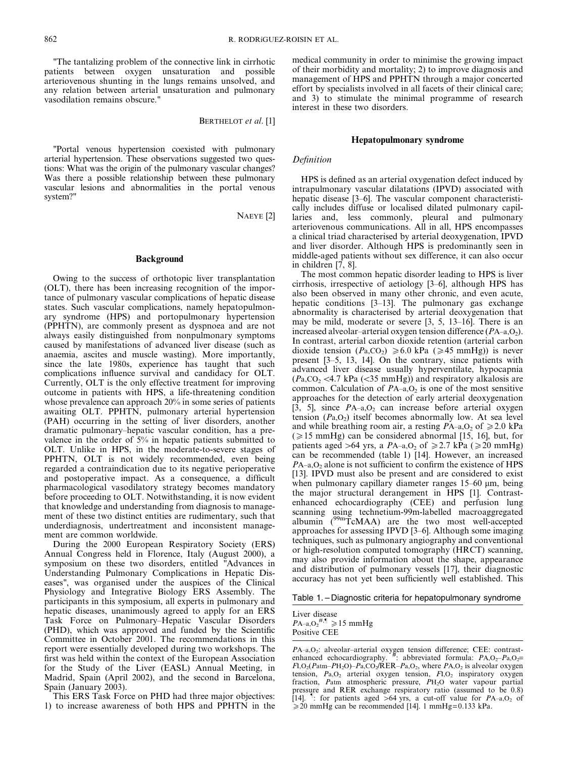"The tantalizing problem of the connective link in cirrhotic patients between oxygen unsaturation and possible arteriovenous shunting in the lungs remains unsolved, and any relation between arterial unsaturation and pulmonary vasodilation remains obscure."

BERTHELOT *et al.* [1]

"Portal venous hypertension coexisted with pulmonary arterial hypertension. These observations suggested two questions: What was the origin of the pulmonary vascular changes? Was there a possible relationship between these pulmonary vascular lesions and abnormalities in the portal venous system?"

NAEYE [2]

## Background

Owing to the success of orthotopic liver transplantation (OLT), there has been increasing recognition of the importance of pulmonary vascular complications of hepatic disease states. Such vascular complications, namely hepatopulmonary syndrome (HPS) and portopulmonary hypertension (PPHTN), are commonly present as dyspnoea and are not always easily distinguished from nonpulmonary symptoms caused by manifestations of advanced liver disease (such as anaemia, ascites and muscle wasting). More importantly, since the late 1980s, experience has taught that such complications influence survival and candidacy for OLT. Currently, OLT is the only effective treatment for improving outcome in patients with HPS, a life-threatening condition whose prevalence can approach 20% in some series of patients awaiting OLT. PPHTN, pulmonary arterial hypertension (PAH) occurring in the setting of liver disorders, another dramatic pulmonary–hepatic vascular condition, has a prevalence in the order of 5% in hepatic patients submitted to OLT. Unlike in HPS, in the moderate-to-severe stages of PPHTN, OLT is not widely recommended, even being regarded a contraindication due to its negative perioperative and postoperative impact. As a consequence, a difficult pharmacological vasodilatory strategy becomes mandatory before proceeding to OLT. Notwithstanding, it is now evident that knowledge and understanding from diagnosis to management of these two distinct entities are rudimentary, such that underdiagnosis, undertreatment and inconsistent management are common worldwide.

During the 2000 European Respiratory Society (ERS) Annual Congress held in Florence, Italy (August 2000), a symposium on these two disorders, entitled "Advances in Understanding Pulmonary Complications in Hepatic Diseases", was organised under the auspices of the Clinical Physiology and Integrative Biology ERS Assembly. The participants in this symposium, all experts in pulmonary and hepatic diseases, unanimously agreed to apply for an ERS Task Force on Pulmonary–Hepatic Vascular Disorders (PHD), which was approved and funded by the Scientific Committee in October 2001. The recommendations in this report were essentially developed during two workshops. The first was held within the context of the European Association for the Study of the Liver (EASL) Annual Meeting, in Madrid, Spain (April 2002), and the second in Barcelona, Spain (January 2003).

This ERS Task Force on PHD had three major objectives: 1) to increase awareness of both HPS and PPHTN in the medical community in order to minimise the growing impact of their morbidity and mortality; 2) to improve diagnosis and management of HPS and PPHTN through a major concerted effort by specialists involved in all facets of their clinical care; and 3) to stimulate the minimal programme of research interest in these two disorders.

## Hepatopulmonary syndrome

### Definition

HPS is defined as an arterial oxygenation defect induced by intrapulmonary vascular dilatations (IPVD) associated with hepatic disease [3–6]. The vascular component characteristically includes diffuse or localised dilated pulmonary capillaries and, less commonly, pleural and pulmonary arteriovenous communications. All in all, HPS encompasses a clinical triad characterised by arterial deoxygenation, IPVD and liver disorder. Although HPS is predominantly seen in middle-aged patients without sex difference, it can also occur in children [7, 8].

The most common hepatic disorder leading to HPS is liver cirrhosis, irrespective of aetiology [3–6], although HPS has also been observed in many other chronic, and even acute, hepatic conditions [3–13]. The pulmonary gas exchange abnormality is characterised by arterial deoxygenation that may be mild, moderate or severe [3, 5, 13–16]. There is an increased alveolar–arterial oxygen tension difference ($P_{A-a,O_2}$). In contrast, arterial carbon dioxide retention (arterial carbon dioxide tension ($P_{a,CO_2}$) $\geqslant$6.0 kPa ($\geqslant$45 mmHg)) is never present [3–5, 13, 14]. On the contrary, since patients with advanced liver disease usually hyperventilate, hypocapnia ($P_{a,CO_2}$ <4.7 kPa (<35 mmHg)) and respiratory alkalosis are common. Calculation of $P_{A-a,O_2}$ is one of the most sensitive approaches for the detection of early arterial deoxygenation [3, 5], since $P_{A-a,O_2}$ can increase before arterial oxygen tension ($P_{a,O_2}$) itself becomes abnormally low. At sea level and while breathing room air, a resting $P_{A-a,O_2}$ of $\geqslant$2.0 kPa ($\geqslant$15 mmHg) can be considered abnormal [15, 16], but, for patients aged >64 yrs, a $P_{A-a,O_2}$ of $\geqslant$2.7 kPa ($\geqslant$20 mmHg) can be recommended (table 1) [14]. However, an increased $P_{A-a,O_2}$ alone is not sufficient to confirm the existence of HPS [13]. IPVD must also be present and are considered to exist when pulmonary capillary diameter ranges 15–60 µm, being the major structural derangement in HPS [1]. Contrast-enhanced echocardiography (CEE) and perfusion lung scanning using technetium-99m-labelled macroaggregated albumin ($^{99m}$TcMAA) are the two most well-accepted approaches for assessing IPVD [3–6]. Although some imaging techniques, such as pulmonary angiography and conventional or high-resolution computed tomography (HRCT) scanning, may also provide information about the shape, appearance and distribution of pulmonary vessels [17], their diagnostic accuracy has not yet been sufficiently well established. This

Table 1. – Diagnostic criteria for hepatopulmonary syndrome

| |
|---|
| Liver disease |
| $P_{A-a,O_2}$[#,¶] $\geqslant$15 mmHg |
| Positive CEE |

$P_{A-a,O_2}$: alveolar–arterial oxygen tension difference; CEE: contrast-enhanced echocardiography. #: abbreviated formula: $P_{A,O_2}-P_{a,O_2}$= $F_{I,O_2}(P_{atm}-P_{H_2O})-P_{a,CO_2}/RER-P_{a,O_2}$, where $P_{A,O_2}$ is alveolar oxygen tension, $P_{a,O_2}$ arterial oxygen tension, $F_{I,O_2}$ inspiratory oxygen fraction, $P_{atm}$ atmospheric pressure, $P_{H_2O}$ water vapour partial pressure and RER exchange respiratory ratio (assumed to be 0.8) [14]. ¶: for patients aged >64 yrs, a cut-off value for $P_{A-a,O_2}$ of $\geqslant$20 mmHg can be recommended [14]. 1 mmHg=0.133 kPa.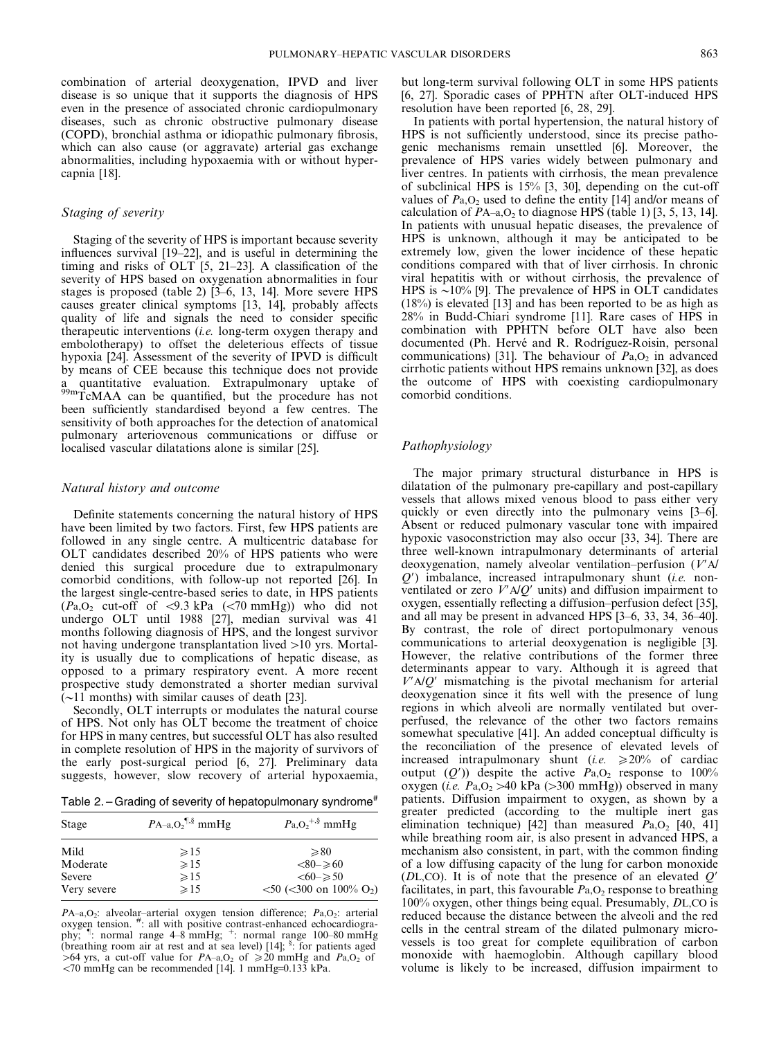combination of arterial deoxygenation, IPVD and liver disease is so unique that it supports the diagnosis of HPS even in the presence of associated chronic cardiopulmonary diseases, such as chronic obstructive pulmonary disease (COPD), bronchial asthma or idiopathic pulmonary fibrosis, which can also cause (or aggravate) arterial gas exchange abnormalities, including hypoxaemia with or without hypercapnia [18].

### *Staging of severity*

Staging of the severity of HPS is important because severity influences survival [19–22], and is useful in determining the timing and risks of OLT [5, 21–23]. A classification of the severity of HPS based on oxygenation abnormalities in four stages is proposed (table 2) [3–6, 13, 14]. More severe HPS causes greater clinical symptoms [13, 14], probably affects quality of life and signals the need to consider specific therapeutic interventions (*i.e.* long-term oxygen therapy and embolotherapy) to offset the deleterious effects of tissue hypoxia [24]. Assessment of the severity of IPVD is difficult by means of CEE because this technique does not provide a quantitative evaluation. Extrapulmonary uptake of $^{99m}$TcMAA can be quantified, but the procedure has not been sufficiently standardised beyond a few centres. The sensitivity of both approaches for the detection of anatomical pulmonary arteriovenous communications or diffuse or localised vascular dilatations alone is similar [25].

### *Natural history and outcome*

Definite statements concerning the natural history of HPS have been limited by two factors. First, few HPS patients are followed in any single centre. A multicentric database for OLT candidates described 20% of HPS patients who were denied this surgical procedure due to extrapulmonary comorbid conditions, with follow-up not reported [26]. In the largest single-centre-based series to date, in HPS patients ($P_{a,O_2}$ cut-off of <9.3 kPa (<70 mmHg)) who did not undergo OLT until 1988 [27], median survival was 41 months following diagnosis of HPS, and the longest survivor not having undergone transplantation lived >10 yrs. Mortality is usually due to complications of hepatic disease, as opposed to a primary respiratory event. A more recent prospective study demonstrated a shorter median survival (~11 months) with similar causes of death [23].

Secondly, OLT interrupts or modulates the natural course of HPS. Not only has OLT become the treatment of choice for HPS in many centres, but successful OLT has also resulted in complete resolution of HPS in the majority of survivors of the early post-surgical period [6, 27]. Preliminary data suggests, however, slow recovery of arterial hypoxaemia,

Table 2. – Grading of severity of hepatopulmonary syndrome[#]

| Stage | $P_{A-a,O_2}$[¶,§] mmHg | $P_{a,O_2}$[+,§] mmHg |
|---|---|---|
| Mild | ≥15 | ≥80 |
| Moderate | ≥15 | <80–≥60 |
| Severe | ≥15 | <60–≥50 |
| Very severe | ≥15 | <50 (<300 on 100% $O_2$) |

$P_{A-a,O_2}$: alveolar–arterial oxygen tension difference; $P_{a,O_2}$: arterial oxygen tension. [#]: all with positive contrast-enhanced echocardiography; [¶]: normal range 4–8 mmHg; [+]: normal range 100–80 mmHg (breathing room air at rest and at sea level) [14]; [§]: for patients aged >64 yrs, a cut-off value for $P_{A-a,O_2}$ of ≥20 mmHg and $P_{a,O_2}$ of <70 mmHg can be recommended [14]. 1 mmHg=0.133 kPa.

but long-term survival following OLT in some HPS patients [6, 27]. Sporadic cases of PPHTN after OLT-induced HPS resolution have been reported [6, 28, 29].

In patients with portal hypertension, the natural history of HPS is not sufficiently understood, since its precise pathogenic mechanisms remain unsettled [6]. Moreover, the prevalence of HPS varies widely between pulmonary and liver centres. In patients with cirrhosis, the mean prevalence of subclinical HPS is 15% [3, 30], depending on the cut-off values of $P_{a,O_2}$ used to define the entity [14] and/or means of calculation of $P_{A-a,O_2}$ to diagnose HPS (table 1) [3, 5, 13, 14]. In patients with unusual hepatic diseases, the prevalence of HPS is unknown, although it may be anticipated to be extremely low, given the lower incidence of these hepatic conditions compared with that of liver cirrhosis. In chronic viral hepatitis with or without cirrhosis, the prevalence of HPS is ~10% [9]. The prevalence of HPS in OLT candidates (18%) is elevated [13] and has been reported to be as high as 28% in Budd-Chiari syndrome [11]. Rare cases of HPS in combination with PPHTN before OLT have also been documented (Ph. Hervé and R. Rodríguez-Roisin, personal communications) [31]. The behaviour of $P_{a,O_2}$ in advanced cirrhotic patients without HPS remains unknown [32], as does the outcome of HPS with coexisting cardiopulmonary comorbid conditions.

### *Pathophysiology*

The major primary structural disturbance in HPS is dilatation of the pulmonary pre-capillary and post-capillary vessels that allows mixed venous blood to pass either very quickly or even directly into the pulmonary veins [3–6]. Absent or reduced pulmonary vascular tone with impaired hypoxic vasoconstriction may also occur [33, 34]. There are three well-known intrapulmonary determinants of arterial deoxygenation, namely alveolar ventilation–perfusion ($V'_A/Q'$) imbalance, increased intrapulmonary shunt (*i.e.* non-ventilated or zero $V'_A/Q'$ units) and diffusion impairment to oxygen, essentially reflecting a diffusion–perfusion defect [35], and all may be present in advanced HPS [3–6, 33, 34, 36–40]. By contrast, the role of direct portopulmonary venous communications to arterial deoxygenation is negligible [3]. However, the relative contributions of the former three determinants appear to vary. Although it is agreed that $V'_A/Q'$ mismatching is the pivotal mechanism for arterial deoxygenation since it fits well with the presence of lung regions in which alveoli are normally ventilated but overperfused, the relevance of the other two factors remains somewhat speculative [41]. An added conceptual difficulty is the reconciliation of the presence of elevated levels of increased intrapulmonary shunt (*i.e.* ≥20% of cardiac output ($Q'$)) despite the active $P_{a,O_2}$ response to 100% oxygen (*i.e.* $P_{a,O_2}$ >40 kPa (>300 mmHg)) observed in many patients. Diffusion impairment to oxygen, as shown by a greater predicted (according to the multiple inert gas elimination technique) [42] than measured $P_{a,O_2}$ [40, 41] while breathing room air, is also present in advanced HPS, a mechanism also consistent, in part, with the common finding of a low diffusing capacity of the lung for carbon monoxide ($D_{L,CO}$). It is of note that the presence of an elevated $Q'$ facilitates, in part, this favourable $P_{a,O_2}$ response to breathing 100% oxygen, other things being equal. Presumably, $D_{L,CO}$ is reduced because the distance between the alveoli and the red cells in the central stream of the dilated pulmonary microvessels is too great for complete equilibration of carbon monoxide with haemoglobin. Although capillary blood volume is likely to be increased, diffusion impairment to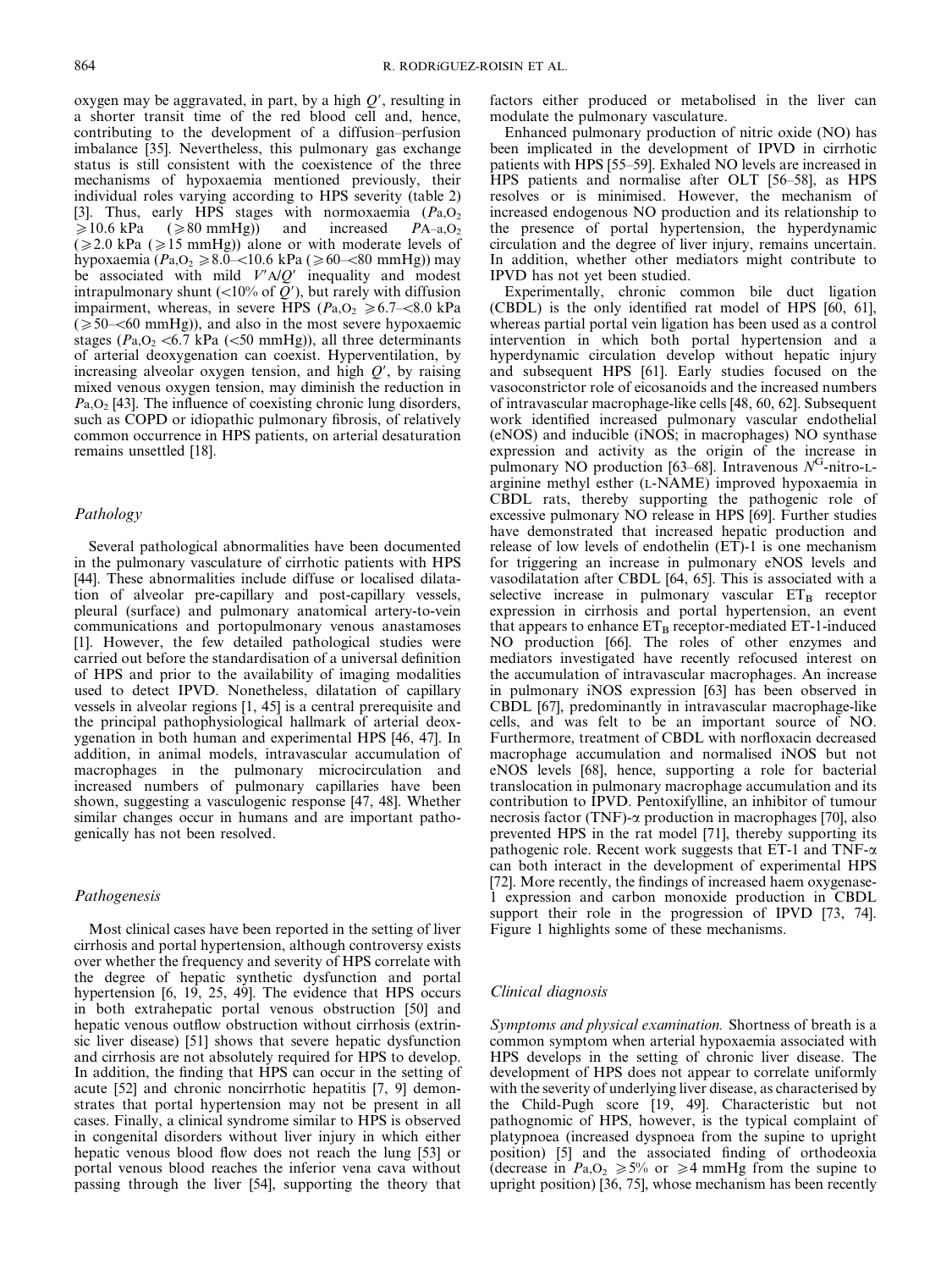oxygen may be aggravated, in part, by a high $Q'$, resulting in a shorter transit time of the red blood cell and, hence, contributing to the development of a diffusion–perfusion imbalance [35]. Nevertheless, this pulmonary gas exchange status is still consistent with the coexistence of the three mechanisms of hypoxaemia mentioned previously, their individual roles varying according to HPS severity (table 2) [3]. Thus, early HPS stages with normoxaemia ($P_{a,O_2}$ $\geqslant$10.6 kPa ($\geqslant$80 mmHg)) and increased $P_{A\text{–}a,O_2}$ ($\geqslant$2.0 kPa ($\geqslant$15 mmHg)) alone or with moderate levels of hypoxaemia ($P_{a,O_2}$ $\geqslant$8.0–<10.6 kPa ($\geqslant$60–<80 mmHg)) may be associated with mild $V'_A/Q'$ inequality and modest intrapulmonary shunt (<10% of $Q'$), but rarely with diffusion impairment, whereas, in severe HPS ($P_{a,O_2}$ $\geqslant$6.7–<8.0 kPa ($\geqslant$50–<60 mmHg)), and also in the most severe hypoxaemic stages ($P_{a,O_2}$ <6.7 kPa (<50 mmHg)), all three determinants of arterial deoxygenation can coexist. Hyperventilation, by increasing alveolar oxygen tension, and high $Q'$, by raising mixed venous oxygen tension, may diminish the reduction in $P_{a,O_2}$ [43]. The influence of coexisting chronic lung disorders, such as COPD or idiopathic pulmonary fibrosis, of relatively common occurrence in HPS patients, on arterial desaturation remains unsettled [18].

### Pathology

Several pathological abnormalities have been documented in the pulmonary vasculature of cirrhotic patients with HPS [44]. These abnormalities include diffuse or localised dilatation of alveolar pre-capillary and post-capillary vessels, pleural (surface) and pulmonary anatomical artery-to-vein communications and portopulmonary venous anastamoses [1]. However, the few detailed pathological studies were carried out before the standardisation of a universal definition of HPS and prior to the availability of imaging modalities used to detect IPVD. Nonetheless, dilatation of capillary vessels in alveolar regions [1, 45] is a central prerequisite and the principal pathophysiological hallmark of arterial deoxygenation in both human and experimental HPS [46, 47]. In addition, in animal models, intravascular accumulation of macrophages in the pulmonary microcirculation and increased numbers of pulmonary capillaries have been shown, suggesting a vasculogenic response [47, 48]. Whether similar changes occur in humans and are important pathogenically has not been resolved.

### Pathogenesis

Most clinical cases have been reported in the setting of liver cirrhosis and portal hypertension, although controversy exists over whether the frequency and severity of HPS correlate with the degree of hepatic synthetic dysfunction and portal hypertension [6, 19, 25, 49]. The evidence that HPS occurs in both extrahepatic portal venous obstruction [50] and hepatic venous outflow obstruction without cirrhosis (extrinsic liver disease) [51] shows that severe hepatic dysfunction and cirrhosis are not absolutely required for HPS to develop. In addition, the finding that HPS can occur in the setting of acute [52] and chronic noncirrhotic hepatitis [7, 9] demonstrates that portal hypertension may not be present in all cases. Finally, a clinical syndrome similar to HPS is observed in congenital disorders without liver injury in which either hepatic venous blood flow does not reach the lung [53] or portal venous blood reaches the inferior vena cava without passing through the liver [54], supporting the theory that factors either produced or metabolised in the liver can modulate the pulmonary vasculature.

Enhanced pulmonary production of nitric oxide (NO) has been implicated in the development of IPVD in cirrhotic patients with HPS [55–59]. Exhaled NO levels are increased in HPS patients and normalise after OLT [56–58], as HPS resolves or is minimised. However, the mechanism of increased endogenous NO production and its relationship to the presence of portal hypertension, the hyperdynamic circulation and the degree of liver injury, remains uncertain. In addition, whether other mediators might contribute to IPVD has not yet been studied.

Experimentally, chronic common bile duct ligation (CBDL) is the only identified rat model of HPS [60, 61], whereas partial portal vein ligation has been used as a control intervention in which both portal hypertension and a hyperdynamic circulation develop without hepatic injury and subsequent HPS [61]. Early studies focused on the vasoconstrictor role of eicosanoids and the increased numbers of intravascular macrophage-like cells [48, 60, 62]. Subsequent work identified increased pulmonary vascular endothelial (eNOS) and inducible (iNOS; in macrophages) NO synthase expression and activity as the origin of the increase in pulmonary NO production [63–68]. Intravenous $N^G$-nitro-L-arginine methyl esther (L-NAME) improved hypoxaemia in CBDL rats, thereby supporting the pathogenic role of excessive pulmonary NO release in HPS [69]. Further studies have demonstrated that increased hepatic production and release of low levels of endothelin (ET)-1 is one mechanism for triggering an increase in pulmonary eNOS levels and vasodilatation after CBDL [64, 65]. This is associated with a selective increase in pulmonary vascular $ET_B$ receptor expression in cirrhosis and portal hypertension, an event that appears to enhance $ET_B$ receptor-mediated ET-1-induced NO production [66]. The roles of other enzymes and mediators investigated have recently refocused interest on the accumulation of intravascular macrophages. An increase in pulmonary iNOS expression [63] has been observed in CBDL [67], predominantly in intravascular macrophage-like cells, and was felt to be an important source of NO. Furthermore, treatment of CBDL with norfloxacin decreased macrophage accumulation and normalised iNOS but not eNOS levels [68], hence, supporting a role for bacterial translocation in pulmonary macrophage accumulation and its contribution to IPVD. Pentoxifylline, an inhibitor of tumour necrosis factor (TNF)-α production in macrophages [70], also prevented HPS in the rat model [71], thereby supporting its pathogenic role. Recent work suggests that ET-1 and TNF-α can both interact in the development of experimental HPS [72]. More recently, the findings of increased haem oxygenase-1 expression and carbon monoxide production in CBDL support their role in the progression of IPVD [73, 74]. Figure 1 highlights some of these mechanisms.

### Clinical diagnosis

*Symptoms and physical examination.* Shortness of breath is a common symptom when arterial hypoxaemia associated with HPS develops in the setting of chronic liver disease. The development of HPS does not appear to correlate uniformly with the severity of underlying liver disease, as characterised by the Child-Pugh score [19, 49]. Characteristic but not pathognomonic of HPS, however, is the typical complaint of platypnoea (increased dyspnoea from the supine to upright position) [5] and the associated finding of orthodeoxia (decrease in $P_{a,O_2}$ $\geqslant$5% or $\geqslant$4 mmHg from the supine to upright position) [36, 75], whose mechanism has been recently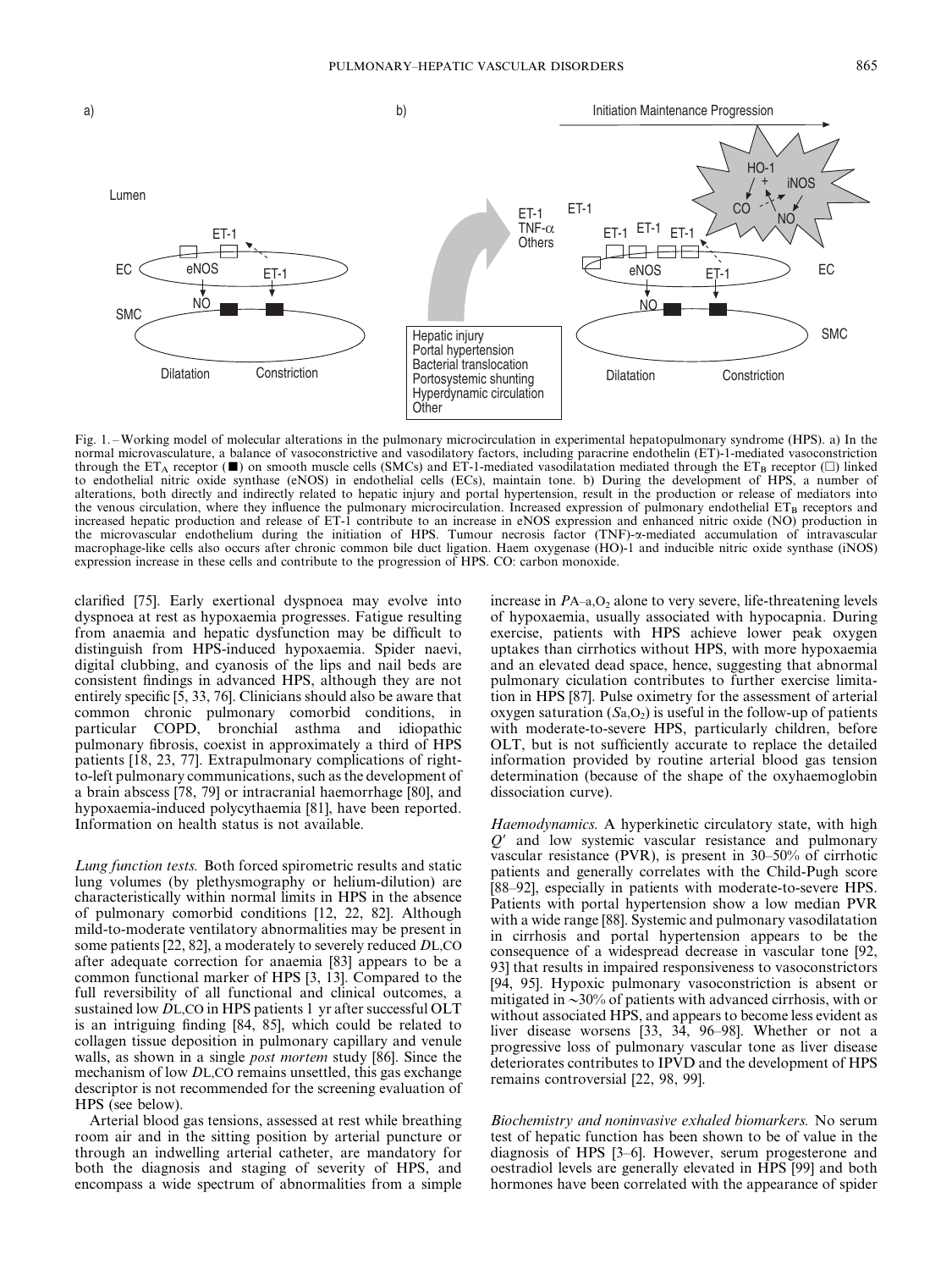Fig. 1. – Working model of molecular alterations in the pulmonary microcirculation in experimental hepatopulmonary syndrome (HPS). a) In the normal microvasculature, a balance of vasoconstrictive and vasodilatory factors, including paracrine endothelin (ET)-1-mediated vasoconstriction through the $ET_A$ receptor (■) on smooth muscle cells (SMCs) and ET-1-mediated vasodilatation mediated through the $ET_B$ receptor (□) linked to endothelial nitric oxide synthase (eNOS) in endothelial cells (ECs), maintain tone. b) During the development of HPS, a number of alterations, both directly and indirectly related to hepatic injury and portal hypertension, result in the production or release of mediators into the venous circulation, where they influence the pulmonary microcirculation. Increased expression of pulmonary endothelial $ET_B$ receptors and increased hepatic production and release of ET-1 contribute to an increase in eNOS expression and enhanced nitric oxide (NO) production in the microvascular endothelium during the initiation of HPS. Tumour necrosis factor (TNF)-α-mediated accumulation of intravascular macrophage-like cells also occurs after chronic common bile duct ligation. Haem oxygenase (HO)-1 and inducible nitric oxide synthase (iNOS) expression increase in these cells and contribute to the progression of HPS. CO: carbon monoxide.

clarified [75]. Early exertional dyspnoea may evolve into dyspnoea at rest as hypoxaemia progresses. Fatigue resulting from anaemia and hepatic dysfunction may be difficult to distinguish from HPS-induced hypoxaemia. Spider naevi, digital clubbing, and cyanosis of the lips and nail beds are consistent findings in advanced HPS, although they are not entirely specific [5, 33, 76]. Clinicians should also be aware that common chronic pulmonary comorbid conditions, in particular COPD, bronchial asthma and idiopathic pulmonary fibrosis, coexist in approximately a third of HPS patients [18, 23, 77]. Extrapulmonary complications of right-to-left pulmonary communications, such as the development of a brain abscess [78, 79] or intracranial haemorrhage [80], and hypoxaemia-induced polycythaemia [81], have been reported. Information on health status is not available.

*Lung function tests.* Both forced spirometric results and static lung volumes (by plethysmography or helium-dilution) are characteristically within normal limits in HPS in the absence of pulmonary comorbid conditions [12, 22, 82]. Although mild-to-moderate ventilatory abnormalities may be present in some patients [22, 82], a moderately to severely reduced $D_{L,CO}$ after adequate correction for anaemia [83] appears to be a common functional marker of HPS [3, 13]. Compared to the full reversibility of all functional and clinical outcomes, a sustained low $D_{L,CO}$ in HPS patients 1 yr after successful OLT is an intriguing finding [84, 85], which could be related to collagen tissue deposition in pulmonary capillary and venule walls, as shown in a single *post mortem* study [86]. Since the mechanism of low $D_{L,CO}$ remains unsettled, this gas exchange descriptor is not recommended for the screening evaluation of HPS (see below).

Arterial blood gas tensions, assessed at rest while breathing room air and in the sitting position by arterial puncture or through an indwelling arterial catheter, are mandatory for both the diagnosis and staging of severity of HPS, and encompass a wide spectrum of abnormalities from a simple increase in $P_{A-a,O_2}$ alone to very severe, life-threatening levels of hypoxaemia, usually associated with hypocapnia. During exercise, patients with HPS achieve lower peak oxygen uptakes than cirrhotics without HPS, with more hypoxaemia and an elevated dead space, hence, suggesting that abnormal pulmonary ciculation contributes to further exercise limitation in HPS [87]. Pulse oximetry for the assessment of arterial oxygen saturation ($S_{a,O_2}$) is useful in the follow-up of patients with moderate-to-severe HPS, particularly children, before OLT, but is not sufficiently accurate to replace the detailed information provided by routine arterial blood gas tension determination (because of the shape of the oxyhaemoglobin dissociation curve).

*Haemodynamics.* A hyperkinetic circulatory state, with high $Q'$ and low systemic vascular resistance and pulmonary vascular resistance (PVR), is present in 30–50% of cirrhotic patients and generally correlates with the Child-Pugh score [88–92], especially in patients with moderate-to-severe HPS. Patients with portal hypertension show a low median PVR with a wide range [88]. Systemic and pulmonary vasodilatation in cirrhosis and portal hypertension appears to be the consequence of a widespread decrease in vascular tone [92, 93] that results in impaired responsiveness to vasoconstrictors [94, 95]. Hypoxic pulmonary vasoconstriction is absent or mitigated in ~30% of patients with advanced cirrhosis, with or without associated HPS, and appears to become less evident as liver disease worsens [33, 34, 96–98]. Whether or not a progressive loss of pulmonary vascular tone as liver disease deteriorates contributes to IPVD and the development of HPS remains controversial [22, 98, 99].

*Biochemistry and noninvasive exhaled biomarkers.* No serum test of hepatic function has been shown to be of value in the diagnosis of HPS [3–6]. However, serum progesterone and oestradiol levels are generally elevated in HPS [99] and both hormones have been correlated with the appearance of spider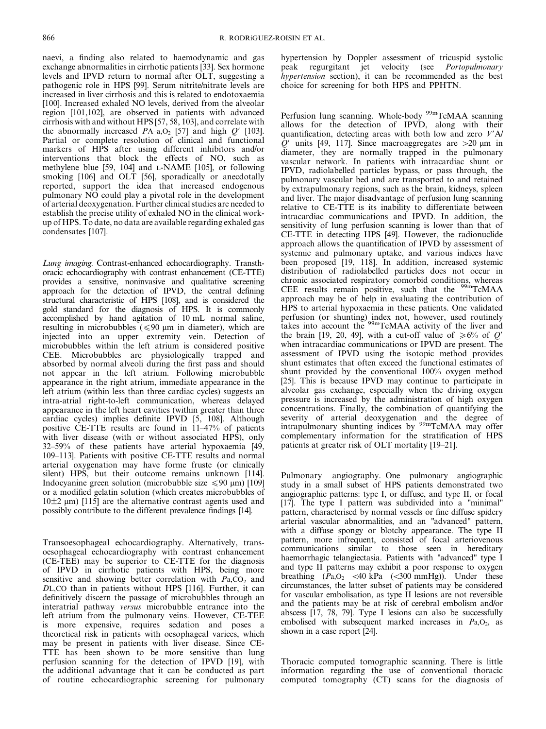naevi, a finding also related to haemodynamic and gas exchange abnormalities in cirrhotic patients [33]. Sex hormone levels and IPVD return to normal after OLT, suggesting a pathogenic role in HPS [99]. Serum nitrite/nitrate levels are increased in liver cirrhosis and this is related to endotoxaemia [100]. Increased exhaled NO levels, derived from the alveolar region [101,102], are observed in patients with advanced cirrhosis with and without HPS [57, 58, 103], and correlate with the abnormally increased $P_{A-a,O_2}$ [57] and high $Q'$ [103]. Partial or complete resolution of clinical and functional markers of HPS after using different inhibitors and/or interventions that block the effects of NO, such as methylene blue [59, 104] and L-NAME [105], or following smoking [106] and OLT [56], sporadically or anecdotally reported, support the idea that increased endogenous pulmonary NO could play a pivotal role in the development of arterial deoxygenation. Further clinical studies are needed to establish the precise utility of exhaled NO in the clinical work-up of HPS. To date, no data are available regarding exhaled gas condensates [107].

*Lung imaging.* Contrast-enhanced echocardiography. Transthoracic echocardiography with contrast enhancement (CE-TTE) provides a sensitive, noninvasive and qualitative screening approach for the detection of IPVD, the central defining structural characteristic of HPS [108], and is considered the gold standard for the diagnosis of HPS. It is commonly accomplished by hand agitation of 10 mL normal saline, resulting in microbubbles ($\leqslant$90 µm in diameter), which are injected into an upper extremity vein. Detection of microbubbles within the left atrium is considered positive CEE. Microbubbles are physiologically trapped and absorbed by normal alveoli during the first pass and should not appear in the left atrium. Following microbubble appearance in the right atrium, immediate appearance in the left atrium (within less than three cardiac cycles) suggests an intra-atrial right-to-left communication, whereas delayed appearance in the left heart cavities (within greater than three cardiac cycles) implies definite IPVD [5, 108]. Although positive CE-TTE results are found in 11–47% of patients with liver disease (with or without associated HPS), only 32–59% of these patients have arterial hypoxaemia [49, 109–113]. Patients with positive CE-TTE results and normal arterial oxygenation may have forme fruste (or clinically silent) HPS, but their outcome remains unknown [114]. Indocyanine green solution (microbubble size $\leqslant$90 µm) [109] or a modified gelatin solution (which creates microbubbles of 10±2 µm) [115] are the alternative contrast agents used and possibly contribute to the different prevalence findings [14].

Transoesophageal echocardiography. Alternatively, transoesophageal echocardiography with contrast enhancement (CE-TEE) may be superior to CE-TTE for the diagnosis of IPVD in cirrhotic patients with HPS, being more sensitive and showing better correlation with $P_{a,CO_2}$ and $D_{L,CO}$ than in patients without HPS [116]. Further, it can definitively discern the passage of microbubbles through an interatrial pathway *versus* microbubble entrance into the left atrium from the pulmonary veins. However, CE-TEE is more expensive, requires sedation and poses a theoretical risk in patients with oesophageal varices, which may be present in patients with liver disease. Since CE-TTE has been shown to be more sensitive than lung perfusion scanning for the detection of IPVD [19], with the additional advantage that it can be conducted as part of routine echocardiographic screening for pulmonary hypertension by Doppler assessment of tricuspid systolic peak regurgitant jet velocity (see *Portopulmonary hypertension* section), it can be recommended as the best choice for screening for both HPS and PPHTN.

Perfusion lung scanning. Whole-body $^{99m}$TcMAA scanning allows for the detection of IPVD, along with their quantification, detecting areas with both low and zero $V'_A/Q'$ units [49, 117]. Since macroaggregates are >20 µm in diameter, they are normally trapped in the pulmonary vascular network. In patients with intracardiac shunt or IPVD, radiolabelled particles bypass, or pass through, the pulmonary vascular bed and are transported to and retained by extrapulmonary regions, such as the brain, kidneys, spleen and liver. The major disadvantage of perfusion lung scanning relative to CE-TTE is its inability to differentiate between intracardiac communications and IPVD. In addition, the sensitivity of lung perfusion scanning is lower than that of CE-TTE in detecting HPS [49]. However, the radionuclide approach allows the quantification of IPVD by assessment of systemic and pulmonary uptake, and various indices have been proposed [19, 118]. In addition, increased systemic distribution of radiolabelled particles does not occur in chronic associated respiratory comorbid conditions, whereas CEE results remain positive, such that the $^{99m}$TcMAA approach may be of help in evaluating the contribution of HPS to arterial hypoxaemia in these patients. One validated perfusion (or shunting) index not, however, used routinely takes into account the $^{99m}$TcMAA activity of the liver and the brain [19, 20, 49], with a cut-off value of $\geqslant$6% of $Q'$ when intracardiac communications or IPVD are present. The assessment of IPVD using the isotopic method provides shunt estimates that often exceed the functional estimates of shunt provided by the conventional 100% oxygen method [25]. This is because IPVD may continue to participate in alveolar gas exchange, especially when the driving oxygen pressure is increased by the administration of high oxygen concentrations. Finally, the combination of quantifying the severity of arterial deoxygenation and the degree of intrapulmonary shunting indices by $^{99m}$TcMAA may offer complementary information for the stratification of HPS patients at greater risk of OLT mortality [19–21].

Pulmonary angiography. One pulmonary angiographic study in a small subset of HPS patients demonstrated two angiographic patterns: type I, or diffuse, and type II, or focal [17]. The type I pattern was subdivided into a "minimal" pattern, characterised by normal vessels or fine diffuse spidery arterial vascular abnormalities, and an "advanced" pattern, with a diffuse spongy or blotchy appearance. The type II pattern, more infrequent, consisted of focal arteriovenous communications similar to those seen in hereditary haemorrhagic telangiectasia. Patients with "advanced" type I and type II patterns may exhibit a poor response to oxygen breathing ($P_{a,O_2}$ <40 kPa (<300 mmHg)). Under these circumstances, the latter subset of patients may be considered for vascular embolisation, as type II lesions are not reversible and the patients may be at risk of cerebral embolism and/or abscess [17, 78, 79]. Type I lesions can also be successfully embolised with subsequent marked increases in $P_{a,O_2}$, as shown in a case report [24].

Thoracic computed tomographic scanning. There is little information regarding the use of conventional thoracic computed tomography (CT) scans for the diagnosis of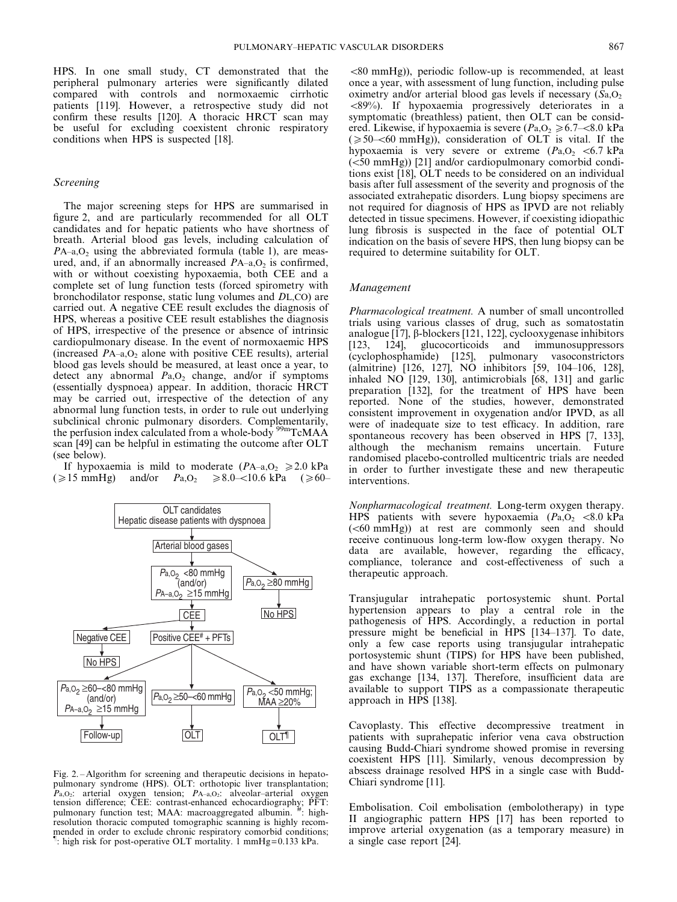HPS. In one small study, CT demonstrated that the peripheral pulmonary arteries were significantly dilated compared with controls and normoxaemic cirrhotic patients [119]. However, a retrospective study did not confirm these results [120]. A thoracic HRCT scan may be useful for excluding coexistent chronic respiratory conditions when HPS is suspected [18].

### *Screening*

The major screening steps for HPS are summarised in figure 2, and are particularly recommended for all OLT candidates and for hepatic patients who have shortness of breath. Arterial blood gas levels, including calculation of $P_{A-a,O_2}$ using the abbreviated formula (table 1), are measured, and, if an abnormally increased $P_{A-a,O_2}$ is confirmed, with or without coexisting hypoxaemia, both CEE and a complete set of lung function tests (forced spirometry with bronchodilator response, static lung volumes and $D_{L,CO}$) are carried out. A negative CEE result excludes the diagnosis of HPS, whereas a positive CEE result establishes the diagnosis of HPS, irrespective of the presence or absence of intrinsic cardiopulmonary disease. In the event of normoxaemic HPS (increased $P_{A-a,O_2}$ alone with positive CEE results), arterial blood gas levels should be measured, at least once a year, to detect any abnormal $P_{a,O_2}$ change, and/or if symptoms (essentially dyspnoea) appear. In addition, thoracic HRCT may be carried out, irrespective of the detection of any abnormal lung function tests, in order to rule out underlying subclinical chronic pulmonary disorders. Complementarily, the perfusion index calculated from a whole-body $^{99m}$TcMAA scan [49] can be helpful in estimating the outcome after OLT (see below).

If hypoxaemia is mild to moderate ($P_{A-a,O_2}$ $\geqslant$2.0 kPa ($\geqslant$15 mmHg) and/or $P_{a,O_2}$ $\geqslant$8.0–<10.6 kPa ($\geqslant$60–<80 mmHg)), periodic follow-up is recommended, at least once a year, with assessment of lung function, including pulse oximetry and/or arterial blood gas levels if necessary ($S_{a,O_2}$ <89%). If hypoxaemia progressively deteriorates in a symptomatic (breathless) patient, then OLT can be considered. Likewise, if hypoxaemia is severe ($P_{a,O_2}$ $\geqslant$6.7–<8.0 kPa ($\geqslant$50–<60 mmHg)), consideration of OLT is vital. If the hypoxaemia is very severe or extreme ($P_{a,O_2}$ <6.7 kPa (<50 mmHg)) [21] and/or cardiopulmonary comorbid conditions exist [18], OLT needs to be considered on an individual basis after full assessment of the severity and prognosis of the associated extrahepatic disorders. Lung biopsy specimens are not required for diagnosis of HPS as IPVD are not reliably detected in tissue specimens. However, if coexisting idiopathic lung fibrosis is suspected in the face of potential OLT indication on the basis of severe HPS, then lung biopsy can be required to determine suitability for OLT.

OLT candidates / Hepatic disease patients with dyspnoea → Arterial blood gases → $P_{a,O_2}$ <80 mmHg (and/or) $P_{A-a,O_2}$ ≥15 mmHg → CEE; $P_{a,O_2}$ ≥80 mmHg → No HPS. CEE → Negative CEE → No HPS; Positive CEE[#] + PFTs → $P_{a,O_2}$ ≥60–<80 mmHg (and/or) $P_{A-a,O_2}$ ≥15 mmHg → Follow-up; $P_{a,O_2}$ ≥50–<60 mmHg → OLT; $P_{a,O_2}$ <50 mmHg; MAA ≥20% → OLT[¶]

Fig. 2. – Algorithm for screening and therapeutic decisions in hepatopulmonary syndrome (HPS). OLT: orthotopic liver transplantation; $P_{a,O_2}$: arterial oxygen tension; $P_{A-a,O_2}$: alveolar–arterial oxygen tension difference; CEE: contrast-enhanced echocardiography; PFT: pulmonary function test; MAA: macroaggregated albumin. #: high-resolution thoracic computed tomographic scanning is highly recommended in order to exclude chronic respiratory comorbid conditions; ¶: high risk for post-operative OLT mortality. 1 mmHg = 0.133 kPa.

### *Management*

*Pharmacological treatment.* A number of small uncontrolled trials using various classes of drug, such as somatostatin analogue [17], β-blockers [121, 122], cyclooxygenase inhibitors [123, 124], glucocorticoids and immunosuppressors (cyclophosphamide) [125], pulmonary vasoconstrictors (almitrine) [126, 127], NO inhibitors [59, 104–106, 128], inhaled NO [129, 130], antimicrobials [68, 131] and garlic preparation [132], for the treatment of HPS have been reported. None of the studies, however, demonstrated consistent improvement in oxygenation and/or IPVD, as all were of inadequate size to test efficacy. In addition, rare spontaneous recovery has been observed in HPS [7, 133], although the mechanism remains uncertain. Future randomised placebo-controlled multicentric trials are needed in order to further investigate these and new therapeutic interventions.

*Nonpharmacological treatment.* Long-term oxygen therapy. HPS patients with severe hypoxaemia ($P_{a,O_2}$ <8.0 kPa (<60 mmHg)) at rest are commonly seen and should receive continuous long-term low-flow oxygen therapy. No data are available, however, regarding the efficacy, compliance, tolerance and cost-effectiveness of such a therapeutic approach.

Transjugular intrahepatic portosystemic shunt. Portal hypertension appears to play a central role in the pathogenesis of HPS. Accordingly, a reduction in portal pressure might be beneficial in HPS [134–137]. To date, only a few case reports using transjugular intrahepatic portosystemic shunt (TIPS) for HPS have been published, and have shown variable short-term effects on pulmonary gas exchange [134, 137]. Therefore, insufficient data are available to support TIPS as a compassionate therapeutic approach in HPS [138].

Cavoplasty. This effective decompressive treatment in patients with suprahepatic inferior vena cava obstruction causing Budd-Chiari syndrome showed promise in reversing coexistent HPS [11]. Similarly, venous decompression by abscess drainage resolved HPS in a single case with Budd-Chiari syndrome [11].

Embolisation. Coil embolisation (embolotherapy) in type II angiographic pattern HPS [17] has been reported to improve arterial oxygenation (as a temporary measure) in a single case report [24].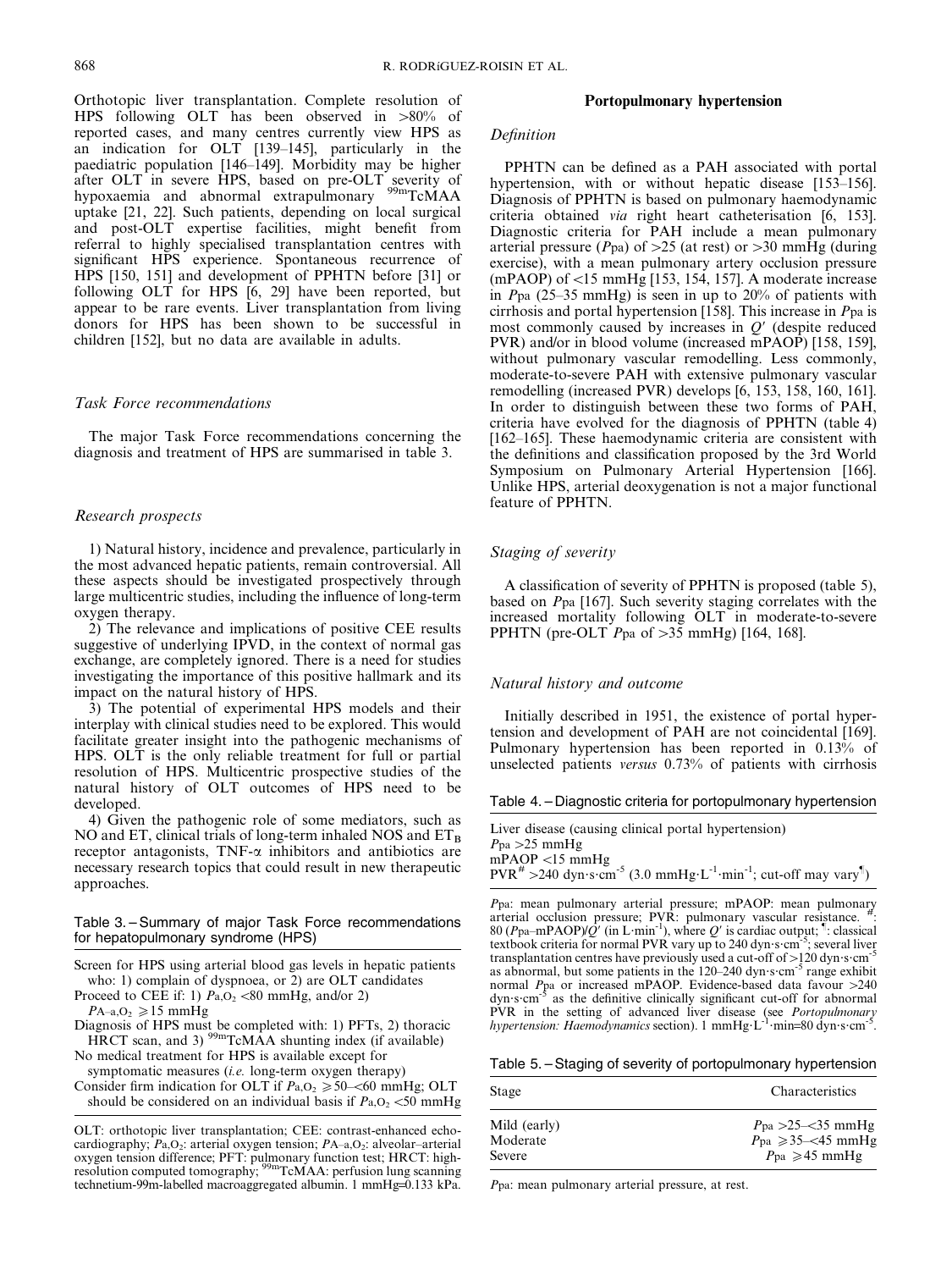Orthotopic liver transplantation. Complete resolution of HPS following OLT has been observed in >80% of reported cases, and many centres currently view HPS as an indication for OLT [139–145], particularly in the paediatric population [146–149]. Morbidity may be higher after OLT in severe HPS, based on pre-OLT severity of hypoxaemia and abnormal extrapulmonary $^{99m}$TcMAA uptake [21, 22]. Such patients, depending on local surgical and post-OLT expertise facilities, might benefit from referral to highly specialised transplantation centres with significant HPS experience. Spontaneous recurrence of HPS [150, 151] and development of PPHTN before [31] or following OLT for HPS [6, 29] have been reported, but appear to be rare events. Liver transplantation from living donors for HPS has been shown to be successful in children [152], but no data are available in adults.

### Task Force recommendations

The major Task Force recommendations concerning the diagnosis and treatment of HPS are summarised in table 3.

### Research prospects

1) Natural history, incidence and prevalence, particularly in the most advanced hepatic patients, remain controversial. All these aspects should be investigated prospectively through large multicentric studies, including the influence of long-term oxygen therapy.

2) The relevance and implications of positive CEE results suggestive of underlying IPVD, in the context of normal gas exchange, are completely ignored. There is a need for studies investigating the importance of this positive hallmark and its impact on the natural history of HPS.

3) The potential of experimental HPS models and their interplay with clinical studies need to be explored. This would facilitate greater insight into the pathogenic mechanisms of HPS. OLT is the only reliable treatment for full or partial resolution of HPS. Multicentric prospective studies of the natural history of OLT outcomes of HPS need to be developed.

4) Given the pathogenic role of some mediators, such as NO and ET, clinical trials of long-term inhaled NOS and $ET_B$ receptor antagonists, TNF-α inhibitors and antibiotics are necessary research topics that could result in new therapeutic approaches.

Table 3. – Summary of major Task Force recommendations for hepatopulmonary syndrome (HPS)

| |
|---|
| Screen for HPS using arterial blood gas levels in hepatic patients who: 1) complain of dyspnoea, or 2) are OLT candidates |
| Proceed to CEE if: 1) $P_{a,O_2}$ <80 mmHg, and/or 2) $P_{A-a,O_2}$ ⩾15 mmHg |
| Diagnosis of HPS must be completed with: 1) PFTs, 2) thoracic HRCT scan, and 3) $^{99m}$TcMAA shunting index (if available) |
| No medical treatment for HPS is available except for symptomatic measures (*i.e.* long-term oxygen therapy) |
| Consider firm indication for OLT if $P_{a,O_2}$ ⩾50–<60 mmHg; OLT should be considered on an individual basis if $P_{a,O_2}$ <50 mmHg |

OLT: orthotopic liver transplantation; CEE: contrast-enhanced echocardiography; $P_{a,O_2}$: arterial oxygen tension; $P_{A-a,O_2}$: alveolar–arterial oxygen tension difference; PFT: pulmonary function test; HRCT: high-resolution computed tomography; $^{99m}$TcMAA: perfusion lung scanning technetium-99m-labelled macroaggregated albumin. 1 mmHg=0.133 kPa.

## Portopulmonary hypertension

### Definition

PPHTN can be defined as a PAH associated with portal hypertension, with or without hepatic disease [153–156]. Diagnosis of PPHTN is based on pulmonary haemodynamic criteria obtained *via* right heart catheterisation [6, 153]. Diagnostic criteria for PAH include a mean pulmonary arterial pressure ($P$pa) of >25 (at rest) or >30 mmHg (during exercise), with a mean pulmonary artery occlusion pressure (mPAOP) of <15 mmHg [153, 154, 157]. A moderate increase in $P$pa (25–35 mmHg) is seen in up to 20% of patients with cirrhosis and portal hypertension [158]. This increase in $P$pa is most commonly caused by increases in $Q'$ (despite reduced PVR) and/or in blood volume (increased mPAOP) [158, 159], without pulmonary vascular remodelling. Less commonly, moderate-to-severe PAH with extensive pulmonary vascular remodelling (increased PVR) develops [6, 153, 158, 160, 161]. In order to distinguish between these two forms of PAH, criteria have evolved for the diagnosis of PPHTN (table 4) [162–165]. These haemodynamic criteria are consistent with the definitions and classification proposed by the 3rd World Symposium on Pulmonary Arterial Hypertension [166]. Unlike HPS, arterial deoxygenation is not a major functional feature of PPHTN.

### Staging of severity

A classification of severity of PPHTN is proposed (table 5), based on $P$pa [167]. Such severity staging correlates with the increased mortality following OLT in moderate-to-severe PPHTN (pre-OLT $P$pa of >35 mmHg) [164, 168].

### Natural history and outcome

Initially described in 1951, the existence of portal hypertension and development of PAH are not coincidental [169]. Pulmonary hypertension has been reported in 0.13% of unselected patients *versus* 0.73% of patients with cirrhosis

Table 4. – Diagnostic criteria for portopulmonary hypertension

| |
|---|
| Liver disease (causing clinical portal hypertension) |
| $P$pa >25 mmHg |
| mPAOP <15 mmHg |
| PVR[#] >240 dyn·s·cm$^{-5}$ (3.0 mmHg·L$^{-1}$·min$^{-1}$; cut-off may vary[¶]) |

$P$pa: mean pulmonary arterial pressure; mPAOP: mean pulmonary arterial occlusion pressure; PVR: pulmonary vascular resistance. #: 80 ($P$pa–mPAOP)/$Q'$ (in L·min$^{-1}$), where $Q'$ is cardiac output; ¶: classical textbook criteria for normal PVR vary up to 240 dyn·s·cm$^{-5}$; several liver transplantation centres have previously used a cut-off of >120 dyn·s·cm$^{-5}$ as abnormal, but some patients in the 120–240 dyn·s·cm$^{-5}$ range exhibit normal $P$pa or increased mPAOP. Evidence-based data favour >240 dyn·s·cm$^{-5}$ as the definitive clinically significant cut-off for abnormal PVR in the setting of advanced liver disease (see *Portopulmonary hypertension: Haemodynamics* section). 1 mmHg·L$^{-1}$·min=80 dyn·s·cm$^{-5}$.

Table 5. – Staging of severity of portopulmonary hypertension

| Stage | Characteristics |
|---|---|
| Mild (early) | $P$pa >25–<35 mmHg |
| Moderate | $P$pa ⩾35–<45 mmHg |
| Severe | $P$pa ⩾45 mmHg |

$P$pa: mean pulmonary arterial pressure, at rest.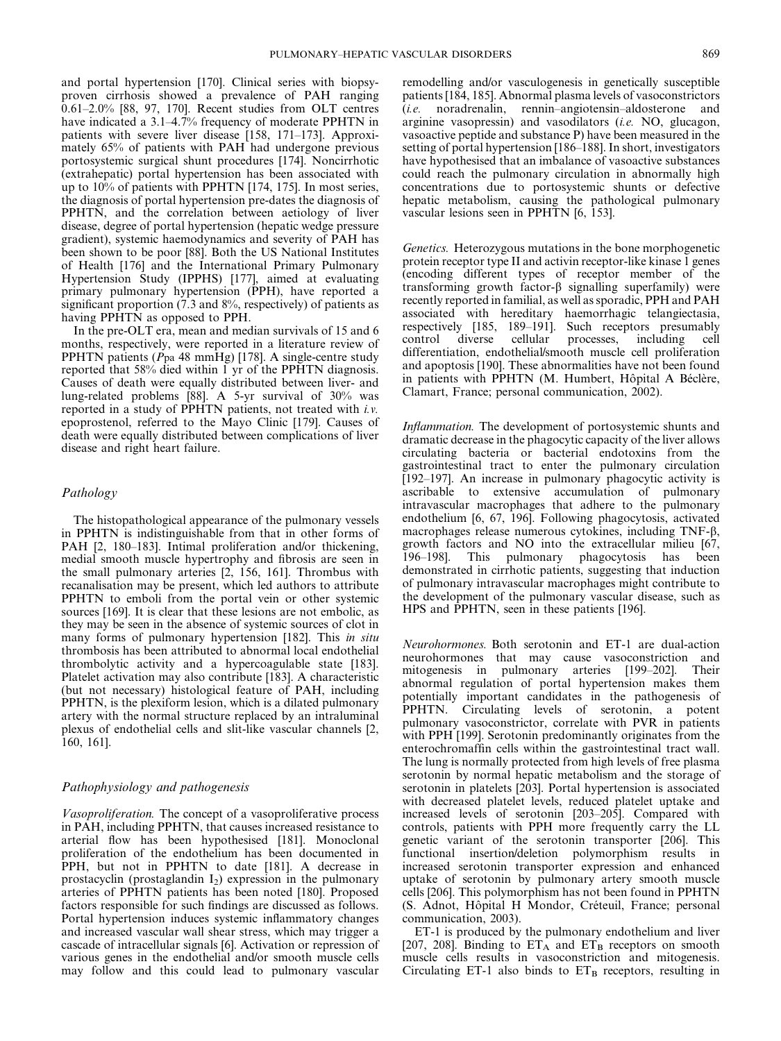and portal hypertension [170]. Clinical series with biopsy-proven cirrhosis showed a prevalence of PAH ranging 0.61–2.0% [88, 97, 170]. Recent studies from OLT centres have indicated a 3.1–4.7% frequency of moderate PPHTN in patients with severe liver disease [158, 171–173]. Approximately 65% of patients with PAH had undergone previous portosystemic surgical shunt procedures [174]. Noncirrhotic (extrahepatic) portal hypertension has been associated with up to 10% of patients with PPHTN [174, 175]. In most series, the diagnosis of portal hypertension pre-dates the diagnosis of PPHTN, and the correlation between aetiology of liver disease, degree of portal hypertension (hepatic wedge pressure gradient), systemic haemodynamics and severity of PAH has been shown to be poor [88]. Both the US National Institutes of Health [176] and the International Primary Pulmonary Hypertension Study (IPPHS) [177], aimed at evaluating primary pulmonary hypertension (PPH), have reported a significant proportion (7.3 and 8%, respectively) of patients as having PPHTN as opposed to PPH.

In the pre-OLT era, mean and median survivals of 15 and 6 months, respectively, were reported in a literature review of PPHTN patients ($P$pa 48 mmHg) [178]. A single-centre study reported that 58% died within 1 yr of the PPHTN diagnosis. Causes of death were equally distributed between liver- and lung-related problems [88]. A 5-yr survival of 30% was reported in a study of PPHTN patients, not treated with *i.v.* epoprostenol, referred to the Mayo Clinic [179]. Causes of death were equally distributed between complications of liver disease and right heart failure.

### Pathology

The histopathological appearance of the pulmonary vessels in PPHTN is indistinguishable from that in other forms of PAH [2, 180–183]. Intimal proliferation and/or thickening, medial smooth muscle hypertrophy and fibrosis are seen in the small pulmonary arteries [2, 156, 161]. Thrombus with recanalisation may be present, which led authors to attribute PPHTN to emboli from the portal vein or other systemic sources [169]. It is clear that these lesions are not embolic, as they may be seen in the absence of systemic sources of clot in many forms of pulmonary hypertension [182]. This *in situ* thrombosis has been attributed to abnormal local endothelial thrombolytic activity and a hypercoagulable state [183]. Platelet activation may also contribute [183]. A characteristic (but not necessary) histological feature of PAH, including PPHTN, is the plexiform lesion, which is a dilated pulmonary artery with the normal structure replaced by an intraluminal plexus of endothelial cells and slit-like vascular channels [2, 160, 161].

### Pathophysiology and pathogenesis

*Vasoproliferation.* The concept of a vasoproliferative process in PAH, including PPHTN, that causes increased resistance to arterial flow has been hypothesised [181]. Monoclonal proliferation of the endothelium has been documented in PPH, but not in PPHTN to date [181]. A decrease in prostacyclin (prostaglandin $I_2$) expression in the pulmonary arteries of PPHTN patients has been noted [180]. Proposed factors responsible for such findings are discussed as follows. Portal hypertension induces systemic inflammatory changes and increased vascular wall shear stress, which may trigger a cascade of intracellular signals [6]. Activation or repression of various genes in the endothelial and/or smooth muscle cells may follow and this could lead to pulmonary vascular remodelling and/or vasculogenesis in genetically susceptible patients [184, 185]. Abnormal plasma levels of vasoconstrictors (*i.e.* noradrenalin, rennin–angiotensin–aldosterone and arginine vasopressin) and vasodilators (*i.e.* NO, glucagon, vasoactive peptide and substance P) have been measured in the setting of portal hypertension [186–188]. In short, investigators have hypothesised that an imbalance of vasoactive substances could reach the pulmonary circulation in abnormally high concentrations due to portosystemic shunts or defective hepatic metabolism, causing the pathological pulmonary vascular lesions seen in PPHTN [6, 153].

*Genetics.* Heterozygous mutations in the bone morphogenetic protein receptor type II and activin receptor-like kinase 1 genes (encoding different types of receptor member of the transforming growth factor-β signalling superfamily) were recently reported in familial, as well as sporadic, PPH and PAH associated with hereditary haemorrhagic telangiectasia, respectively [185, 189–191]. Such receptors presumably control diverse cellular processes, including cell differentiation, endothelial/smooth muscle cell proliferation and apoptosis [190]. These abnormalities have not been found in patients with PPHTN (M. Humbert, Hôpital A Béclère, Clamart, France; personal communication, 2002).

*Inflammation.* The development of portosystemic shunts and dramatic decrease in the phagocytic capacity of the liver allows circulating bacteria or bacterial endotoxins from the gastrointestinal tract to enter the pulmonary circulation [192–197]. An increase in pulmonary phagocytic activity is ascribable to extensive accumulation of pulmonary intravascular macrophages that adhere to the pulmonary endothelium [6, 67, 196]. Following phagocytosis, activated macrophages release numerous cytokines, including TNF-β, growth factors and NO into the extracellular milieu [67, 196–198]. This pulmonary phagocytosis has been demonstrated in cirrhotic patients, suggesting that induction of pulmonary intravascular macrophages might contribute to the development of the pulmonary vascular disease, such as HPS and PPHTN, seen in these patients [196].

*Neurohormones.* Both serotonin and ET-1 are dual-action neurohormones that may cause vasoconstriction and mitogenesis in pulmonary arteries [199–202]. Their abnormal regulation of portal hypertension makes them potentially important candidates in the pathogenesis of PPHTN. Circulating levels of serotonin, a potent pulmonary vasoconstrictor, correlate with PVR in patients with PPH [199]. Serotonin predominantly originates from the enterochromaffin cells within the gastrointestinal tract wall. The lung is normally protected from high levels of free plasma serotonin by normal hepatic metabolism and the storage of serotonin in platelets [203]. Portal hypertension is associated with decreased platelet levels, reduced platelet uptake and increased levels of serotonin [203–205]. Compared with controls, patients with PPH more frequently carry the LL genetic variant of the serotonin transporter [206]. This functional insertion/deletion polymorphism results in increased serotonin transporter expression and enhanced uptake of serotonin by pulmonary artery smooth muscle cells [206]. This polymorphism has not been found in PPHTN (S. Adnot, Hôpital H Mondor, Créteuil, France; personal communication, 2003).

ET-1 is produced by the pulmonary endothelium and liver [207, 208]. Binding to $ET_A$ and $ET_B$ receptors on smooth muscle cells results in vasoconstriction and mitogenesis. Circulating ET-1 also binds to $ET_B$ receptors, resulting in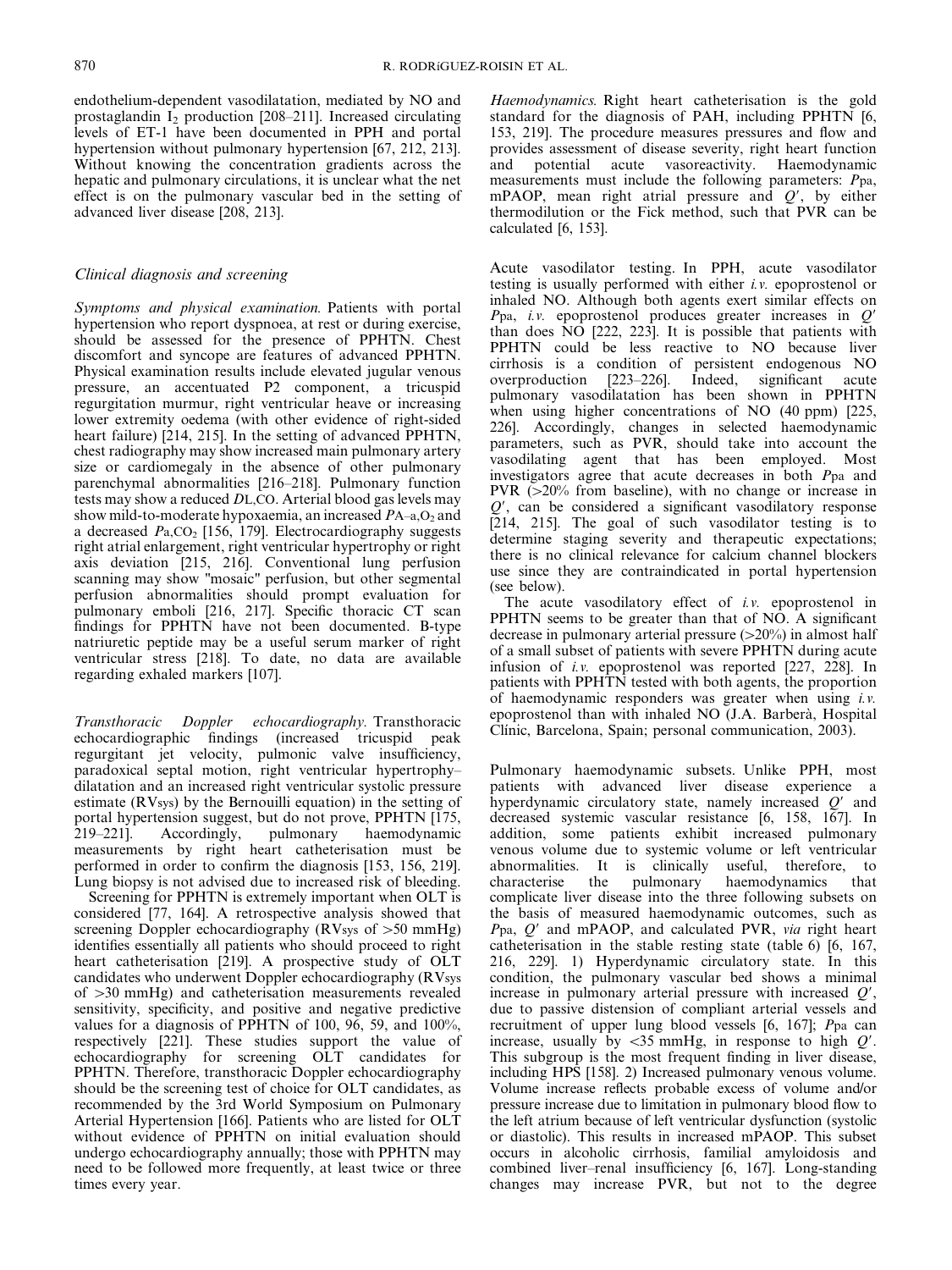endothelium-dependent vasodilatation, mediated by NO and prostaglandin $I_2$ production [208–211]. Increased circulating levels of ET-1 have been documented in PPH and portal hypertension without pulmonary hypertension [67, 212, 213]. Without knowing the concentration gradients across the hepatic and pulmonary circulations, it is unclear what the net effect is on the pulmonary vascular bed in the setting of advanced liver disease [208, 213].

### *Clinical diagnosis and screening*

*Symptoms and physical examination.* Patients with portal hypertension who report dyspnoea, at rest or during exercise, should be assessed for the presence of PPHTN. Chest discomfort and syncope are features of advanced PPHTN. Physical examination results include elevated jugular venous pressure, an accentuated P2 component, a tricuspid regurgitation murmur, right ventricular heave or increasing lower extremity oedema (with other evidence of right-sided heart failure) [214, 215]. In the setting of advanced PPHTN, chest radiography may show increased main pulmonary artery size or cardiomegaly in the absence of other pulmonary parenchymal abnormalities [216–218]. Pulmonary function tests may show a reduced $D_{L,CO}$. Arterial blood gas levels may show mild-to-moderate hypoxaemia, an increased $P_{A-a,O_2}$ and a decreased $P_{a,CO_2}$ [156, 179]. Electrocardiography suggests right atrial enlargement, right ventricular hypertrophy or right axis deviation [215, 216]. Conventional lung perfusion scanning may show "mosaic" perfusion, but other segmental perfusion abnormalities should prompt evaluation for pulmonary emboli [216, 217]. Specific thoracic CT scan findings for PPHTN have not been documented. B-type natriuretic peptide may be a useful serum marker of right ventricular stress [218]. To date, no data are available regarding exhaled markers [107].

*Transthoracic Doppler echocardiography.* Transthoracic echocardiographic findings (increased tricuspid peak regurgitant jet velocity, pulmonic valve insufficiency, paradoxical septal motion, right ventricular hypertrophy–dilatation and an increased right ventricular systolic pressure estimate ($RV_{sys}$) by the Bernouilli equation) in the setting of portal hypertension suggest, but do not prove, PPHTN [175, 219–221]. Accordingly, pulmonary haemodynamic measurements by right heart catheterisation must be performed in order to confirm the diagnosis [153, 156, 219]. Lung biopsy is not advised due to increased risk of bleeding.

Screening for PPHTN is extremely important when OLT is considered [77, 164]. A retrospective analysis showed that screening Doppler echocardiography ($RV_{sys}$ of >50 mmHg) identifies essentially all patients who should proceed to right heart catheterisation [219]. A prospective study of OLT candidates who underwent Doppler echocardiography ($RV_{sys}$ of >30 mmHg) and catheterisation measurements revealed sensitivity, specificity, and positive and negative predictive values for a diagnosis of PPHTN of 100, 96, 59, and 100%, respectively [221]. These studies support the value of echocardiography for screening OLT candidates for PPHTN. Therefore, transthoracic Doppler echocardiography should be the screening test of choice for OLT candidates, as recommended by the 3rd World Symposium on Pulmonary Arterial Hypertension [166]. Patients who are listed for OLT without evidence of PPHTN on initial evaluation should undergo echocardiography annually; those with PPHTN may need to be followed more frequently, at least twice or three times every year.

*Haemodynamics.* Right heart catheterisation is the gold standard for the diagnosis of PAH, including PPHTN [6, 153, 219]. The procedure measures pressures and flow and provides assessment of disease severity, right heart function and potential acute vasoreactivity. Haemodynamic measurements must include the following parameters: $P_{pa}$, mPAOP, mean right atrial pressure and $Q'$, by either thermodilution or the Fick method, such that PVR can be calculated [6, 153].

Acute vasodilator testing. In PPH, acute vasodilator testing is usually performed with either *i.v.* epoprostenol or inhaled NO. Although both agents exert similar effects on $P_{pa}$, *i.v.* epoprostenol produces greater increases in $Q'$ than does NO [222, 223]. It is possible that patients with PPHTN could be less reactive to NO because liver cirrhosis is a condition of persistent endogenous NO overproduction [223–226]. Indeed, significant acute pulmonary vasodilatation has been shown in PPHTN when using higher concentrations of NO (40 ppm) [225, 226]. Accordingly, changes in selected haemodynamic parameters, such as PVR, should take into account the vasodilating agent that has been employed. Most investigators agree that acute decreases in both $P_{pa}$ and PVR (>20% from baseline), with no change or increase in $Q'$, can be considered a significant vasodilatory response [214, 215]. The goal of such vasodilator testing is to determine staging severity and therapeutic expectations; there is no clinical relevance for calcium channel blockers use since they are contraindicated in portal hypertension (see below).

The acute vasodilatory effect of *i.v.* epoprostenol in PPHTN seems to be greater than that of NO. A significant decrease in pulmonary arterial pressure (>20%) in almost half of a small subset of patients with severe PPHTN during acute infusion of *i.v.* epoprostenol was reported [227, 228]. In patients with PPHTN tested with both agents, the proportion of haemodynamic responders was greater when using *i.v.* epoprostenol than with inhaled NO (J.A. Barberà, Hospital Clínic, Barcelona, Spain; personal communication, 2003).

Pulmonary haemodynamic subsets. Unlike PPH, most patients with advanced liver disease experience a hyperdynamic circulatory state, namely increased $Q'$ and decreased systemic vascular resistance [6, 158, 167]. In addition, some patients exhibit increased pulmonary venous volume due to systemic volume or left ventricular abnormalities. It is clinically useful, therefore, to characterise the pulmonary haemodynamics that complicate liver disease into the three following subsets on the basis of measured haemodynamic outcomes, such as $P_{pa}$, $Q'$ and mPAOP, and calculated PVR, *via* right heart catheterisation in the stable resting state (table 6) [6, 167, 216, 229]. 1) Hyperdynamic circulatory state. In this condition, the pulmonary vascular bed shows a minimal increase in pulmonary arterial pressure with increased $Q'$, due to passive distension of compliant arterial vessels and recruitment of upper lung blood vessels [6, 167]; $P_{pa}$ can increase, usually by <35 mmHg, in response to high $Q'$. This subgroup is the most frequent finding in liver disease, including HPS [158]. 2) Increased pulmonary venous volume. Volume increase reflects probable excess of volume and/or pressure increase due to limitation in pulmonary blood flow to the left atrium because of left ventricular dysfunction (systolic or diastolic). This results in increased mPAOP. This subset occurs in alcoholic cirrhosis, familial amyloidosis and combined liver–renal insufficiency [6, 167]. Long-standing changes may increase PVR, but not to the degree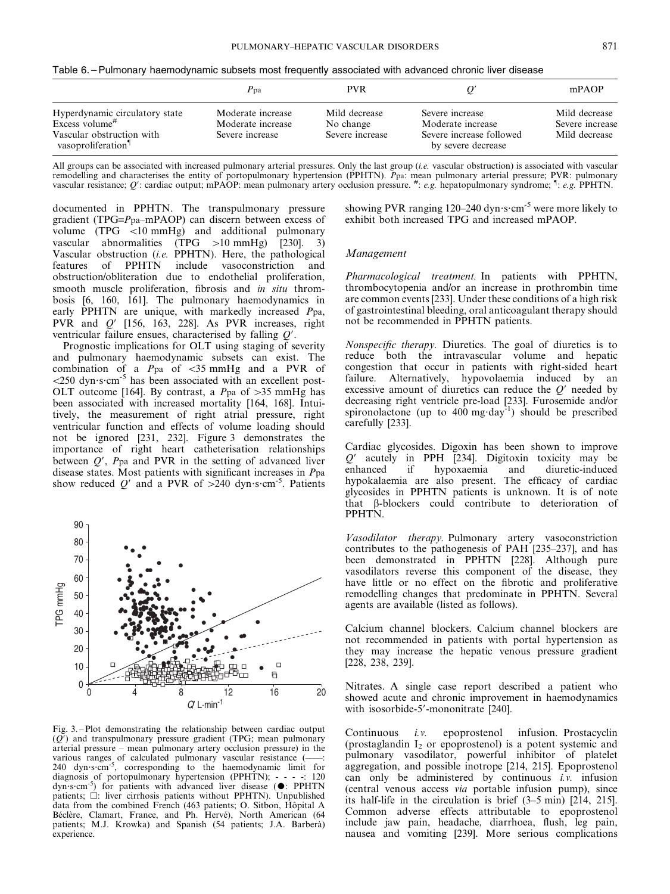Table 6. – Pulmonary haemodynamic subsets most frequently associated with advanced chronic liver disease

| | *P*pa | PVR | *Q′* | mPAOP |
|---|---|---|---|---|
| Hyperdynamic circulatory state | Moderate increase | Mild decrease | Severe increase | Mild decrease |
| Excess volume[#] | Moderate increase | No change | Moderate increase | Severe increase |
| Vascular obstruction with vasoproliferation[¶] | Severe increase | Severe increase | Severe increase followed by severe decrease | Mild decrease |

All groups can be associated with increased pulmonary arterial pressures. Only the last group (*i.e.* vascular obstruction) is associated with vascular remodelling and characterises the entity of portopulmonary hypertension (PPHTN). *P*pa: mean pulmonary arterial pressure; PVR: pulmonary vascular resistance; *Q′*: cardiac output; mPAOP: mean pulmonary artery occlusion pressure. #: *e.g.* hepatopulmonary syndrome; ¶: *e.g.* PPHTN.

documented in PPHTN. The transpulmonary pressure gradient (TPG=*P*pa–mPAOP) can discern between excess of volume (TPG <10 mmHg) and additional pulmonary vascular abnormalities (TPG >10 mmHg) [230]. 3) Vascular obstruction (*i.e.* PPHTN). Here, the pathological features of PPHTN include vasoconstriction and obstruction/obliteration due to endothelial proliferation, smooth muscle proliferation, fibrosis and *in situ* thrombosis [6, 160, 161]. The pulmonary haemodynamics in early PPHTN are unique, with markedly increased *P*pa, PVR and *Q′* [156, 163, 228]. As PVR increases, right ventricular failure ensues, characterised by falling *Q′*.

Prognostic implications for OLT using staging of severity and pulmonary haemodynamic subsets can exist. The combination of a *P*pa of <35 mmHg and a PVR of <250 dyn·s·cm$^{-5}$ has been associated with an excellent post-OLT outcome [164]. By contrast, a *P*pa of >35 mmHg has been associated with increased mortality [164, 168]. Intuitively, the measurement of right atrial pressure, right ventricular function and effects of volume loading should not be ignored [231, 232]. Figure 3 demonstrates the importance of right heart catheterisation relationships between *Q′*, *P*pa and PVR in the setting of advanced liver disease states. Most patients with significant increases in *P*pa show reduced *Q′* and a PVR of >240 dyn·s·cm$^{-5}$. Patients showing PVR ranging 120–240 dyn·s·cm$^{-5}$ were more likely to exhibit both increased TPG and increased mPAOP.

Fig. 3. – Plot demonstrating the relationship between cardiac output (*Q′*) and transpulmonary pressure gradient (TPG; mean pulmonary arterial pressure – mean pulmonary artery occlusion pressure) in the various ranges of calculated pulmonary vascular resistance (——: 240 dyn·s·cm$^{-5}$, corresponding to the haemodynamic limit for diagnosis of portopulmonary hypertension (PPHTN); - - - -: 120 dyn·s·cm$^{-5}$) for patients with advanced liver disease (●: PPHTN patients; □: liver cirrhosis patients without PPHTN). Unpublished data from the combined French (463 patients; O. Sitbon, Hôpital A Béclère, Clamart, France, and Ph. Hervé), North American (64 patients; M.J. Krowka) and Spanish (54 patients; J.A. Barberà) experience.

## Management

*Pharmacological treatment.* In patients with PPHTN, thrombocytopenia and/or an increase in prothrombin time are common events [233]. Under these conditions of a high risk of gastrointestinal bleeding, oral anticoagulant therapy should not be recommended in PPHTN patients.

*Nonspecific therapy.* Diuretics. The goal of diuretics is to reduce both the intravascular volume and hepatic congestion that occur in patients with right-sided heart failure. Alternatively, hypovolaemia induced by an excessive amount of diuretics can reduce the *Q′* needed by decreasing right ventricle pre-load [233]. Furosemide and/or spironolactone (up to 400 mg·day$^{-1}$) should be prescribed carefully [233].

Cardiac glycosides. Digoxin has been shown to improve *Q′* acutely in PPH [234]. Digitoxin toxicity may be enhanced if hypoxaemia and diuretic-induced hypokalaemia are also present. The efficacy of cardiac glycosides in PPHTN patients is unknown. It is of note that β-blockers could contribute to deterioration of PPHTN.

*Vasodilator therapy.* Pulmonary artery vasoconstriction contributes to the pathogenesis of PAH [235–237], and has been demonstrated in PPHTN [228]. Although pure vasodilators reverse this component of the disease, they have little or no effect on the fibrotic and proliferative remodelling changes that predominate in PPHTN. Several agents are available (listed as follows).

Calcium channel blockers. Calcium channel blockers are not recommended in patients with portal hypertension as they may increase the hepatic venous pressure gradient [228, 238, 239].

Nitrates. A single case report described a patient who showed acute and chronic improvement in haemodynamics with isosorbide-5′-mononitrate [240].

Continuous *i.v.* epoprostenol infusion. Prostacyclin (prostaglandin $I_2$ or epoprostenol) is a potent systemic and pulmonary vasodilator, powerful inhibitor of platelet aggregation, and possible inotrope [214, 215]. Epoprostenol can only be administered by continuous *i.v.* infusion (central venous access *via* portable infusion pump), since its half-life in the circulation is brief (3–5 min) [214, 215]. Common adverse effects attributable to epoprostenol include jaw pain, headache, diarrhoea, flush, leg pain, nausea and vomiting [239]. More serious complications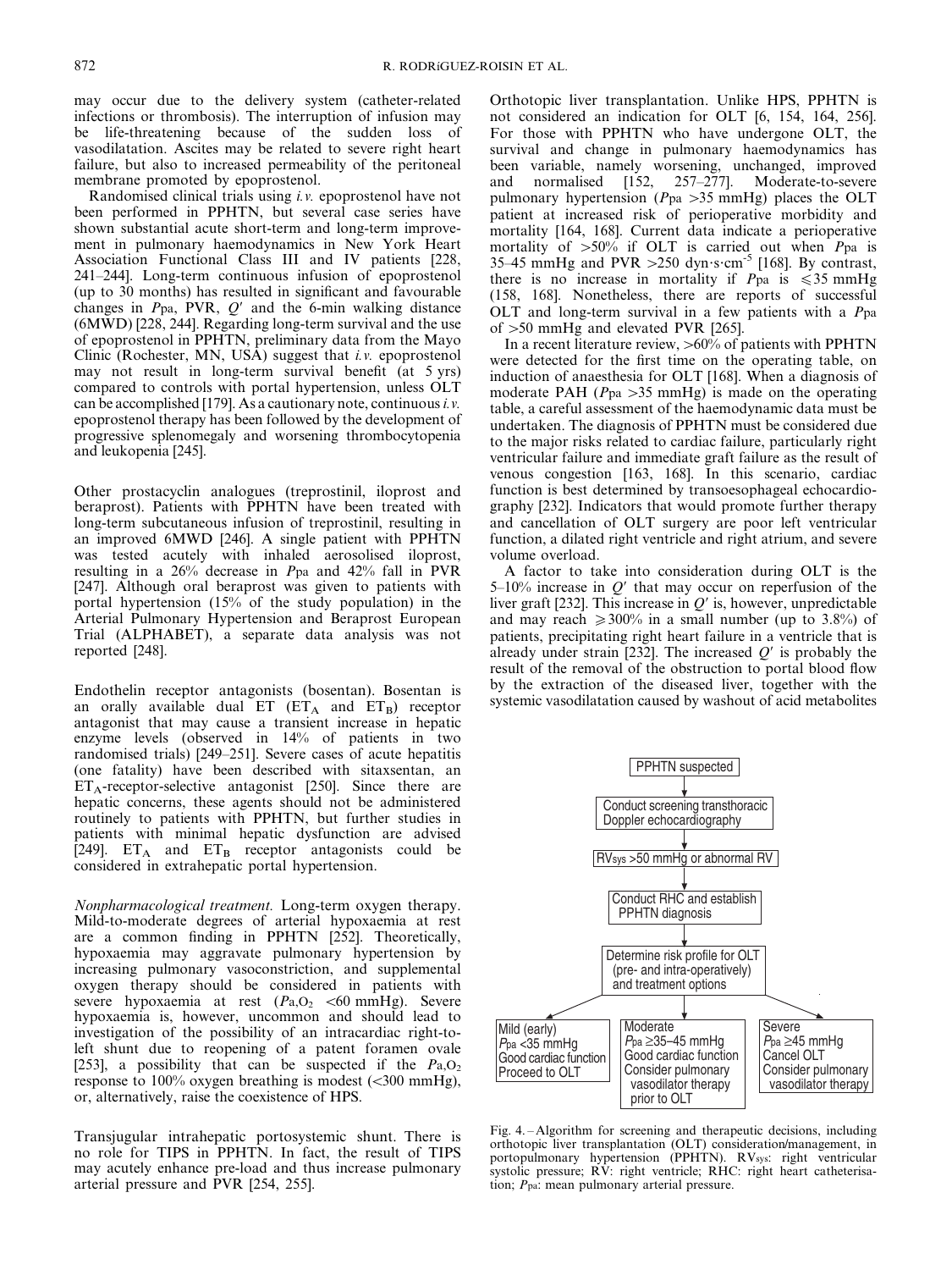may occur due to the delivery system (catheter-related infections or thrombosis). The interruption of infusion may be life-threatening because of the sudden loss of vasodilatation. Ascites may be related to severe right heart failure, but also to increased permeability of the peritoneal membrane promoted by epoprostenol.

Randomised clinical trials using *i.v.* epoprostenol have not been performed in PPHTN, but several case series have shown substantial acute short-term and long-term improvement in pulmonary haemodynamics in New York Heart Association Functional Class III and IV patients [228, 241–244]. Long-term continuous infusion of epoprostenol (up to 30 months) has resulted in significant and favourable changes in $P_{pa}$, PVR, $Q'$ and the 6-min walking distance (6MWD) [228, 244]. Regarding long-term survival and the use of epoprostenol in PPHTN, preliminary data from the Mayo Clinic (Rochester, MN, USA) suggest that *i.v.* epoprostenol may not result in long-term survival benefit (at 5 yrs) compared to controls with portal hypertension, unless OLT can be accomplished [179]. As a cautionary note, continuous *i.v.* epoprostenol therapy has been followed by the development of progressive splenomegaly and worsening thrombocytopenia and leukopenia [245].

Other prostacyclin analogues (treprostinil, iloprost and beraprost). Patients with PPHTN have been treated with long-term subcutaneous infusion of treprostinil, resulting in an improved 6MWD [246]. A single patient with PPHTN was tested acutely with inhaled aerosolised iloprost, resulting in a 26% decrease in $P_{pa}$ and 42% fall in PVR [247]. Although oral beraprost was given to patients with portal hypertension (15% of the study population) in the Arterial Pulmonary Hypertension and Beraprost European Trial (ALPHABET), a separate data analysis was not reported [248].

Endothelin receptor antagonists (bosentan). Bosentan is an orally available dual ET ($ET_A$ and $ET_B$) receptor antagonist that may cause a transient increase in hepatic enzyme levels (observed in 14% of patients in two randomised trials) [249–251]. Severe cases of acute hepatitis (one fatality) have been described with sitaxsentan, an $ET_A$-receptor-selective antagonist [250]. Since there are hepatic concerns, these agents should not be administered routinely to patients with PPHTN, but further studies in patients with minimal hepatic dysfunction are advised [249]. $ET_A$ and $ET_B$ receptor antagonists could be considered in extrahepatic portal hypertension.

*Nonpharmacological treatment.* Long-term oxygen therapy. Mild-to-moderate degrees of arterial hypoxaemia at rest are a common finding in PPHTN [252]. Theoretically, hypoxaemia may aggravate pulmonary hypertension by increasing pulmonary vasoconstriction, and supplemental oxygen therapy should be considered in patients with severe hypoxaemia at rest ($P_{a,O_2}$ <60 mmHg). Severe hypoxaemia is, however, uncommon and should lead to investigation of the possibility of an intracardiac right-to-left shunt due to reopening of a patent foramen ovale [253], a possibility that can be suspected if the $P_{a,O_2}$ response to 100% oxygen breathing is modest (<300 mmHg), or, alternatively, raise the coexistence of HPS.

Transjugular intrahepatic portosystemic shunt. There is no role for TIPS in PPHTN. In fact, the result of TIPS may acutely enhance pre-load and thus increase pulmonary arterial pressure and PVR [254, 255].

Orthotopic liver transplantation. Unlike HPS, PPHTN is not considered an indication for OLT [6, 154, 164, 256]. For those with PPHTN who have undergone OLT, the survival and change in pulmonary haemodynamics has been variable, namely worsening, unchanged, improved and normalised [152, 257–277]. Moderate-to-severe pulmonary hypertension ($P_{pa}$ >35 mmHg) places the OLT patient at increased risk of perioperative morbidity and mortality [164, 168]. Current data indicate a perioperative mortality of >50% if OLT is carried out when $P_{pa}$ is 35–45 mmHg and PVR >250 dyn·s·cm$^{-5}$ [168]. By contrast, there is no increase in mortality if $P_{pa}$ is ≤35 mmHg [158, 168]. Nonetheless, there are reports of successful OLT and long-term survival in a few patients with a $P_{pa}$ of >50 mmHg and elevated PVR [265].

In a recent literature review, >60% of patients with PPHTN were detected for the first time on the operating table, on induction of anaesthesia for OLT [168]. When a diagnosis of moderate PAH ($P_{pa}$ >35 mmHg) is made on the operating table, a careful assessment of the haemodynamic data must be undertaken. The diagnosis of PPHTN must be considered due to the major risks related to cardiac failure, particularly right ventricular failure and immediate graft failure as the result of venous congestion [163, 168]. In this scenario, cardiac function is best determined by transoesophageal echocardiography [232]. Indicators that would promote further therapy and cancellation of OLT surgery are poor left ventricular function, a dilated right ventricle and right atrium, and severe volume overload.

A factor to take into consideration during OLT is the 5–10% increase in $Q'$ that may occur on reperfusion of the liver graft [232]. This increase in $Q'$ is, however, unpredictable and may reach ≥300% in a small number (up to 3.8%) of patients, precipitating right heart failure in a ventricle that is already under strain [232]. The increased $Q'$ is probably the result of the removal of the obstruction to portal blood flow by the extraction of the diseased liver, together with the systemic vasodilatation caused by washout of acid metabolites

PPHTN suspected
↓
Conduct screening transthoracic Doppler echocardiography
↓
$RV_{sys}$ >50 mmHg or abnormal RV
↓
Conduct RHC and establish PPHTN diagnosis
↓
Determine risk profile for OLT (pre- and intra-operatively) and treatment options
↓

| Mild (early) | Moderate | Severe |
|---|---|---|
| $P_{pa}$ <35 mmHg | $P_{pa}$ ≥35–45 mmHg | $P_{pa}$ ≥45 mmHg |
| Good cardiac function | Good cardiac function | Cancel OLT |
| Proceed to OLT | Consider pulmonary vasodilator therapy prior to OLT | Consider pulmonary vasodilator therapy |

Fig. 4. – Algorithm for screening and therapeutic decisions, including orthotopic liver transplantation (OLT) consideration/management, in portopulmonary hypertension (PPHTN). $RV_{sys}$: right ventricular systolic pressure; RV: right ventricle; RHC: right heart catheterisation; $P_{pa}$: mean pulmonary arterial pressure.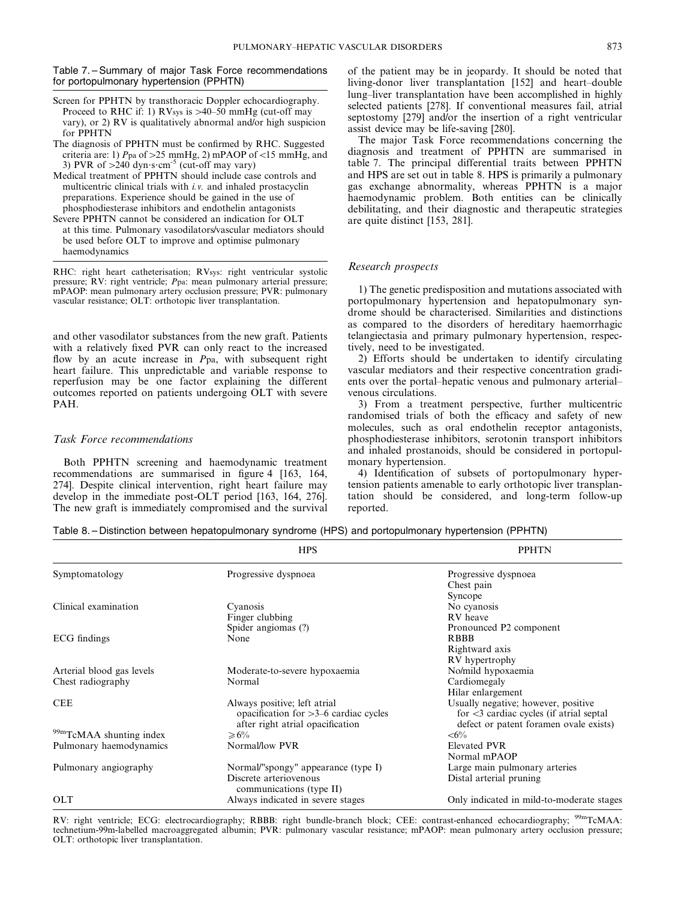Table 7. – Summary of major Task Force recommendations for portopulmonary hypertension (PPHTN)

| |
|---|
| Screen for PPHTN by transthoracic Doppler echocardiography. Proceed to RHC if: 1) RVsys is >40–50 mmHg (cut-off may vary), or 2) RV is qualitatively abnormal and/or high suspicion for PPHTN |
| The diagnosis of PPHTN must be confirmed by RHC. Suggested criteria are: 1) *P*pa of >25 mmHg, 2) mPAOP of <15 mmHg, and 3) PVR of >240 dyn·s·cm$^{-5}$ (cut-off may vary) |
| Medical treatment of PPHTN should include case controls and multicentric clinical trials with *i.v.* and inhaled prostacyclin preparations. Experience should be gained in the use of phosphodiesterase inhibitors and endothelin antagonists |
| Severe PPHTN cannot be considered an indication for OLT at this time. Pulmonary vasodilators/vascular mediators should be used before OLT to improve and optimise pulmonary haemodynamics |

RHC: right heart catheterisation; RVsys: right ventricular systolic pressure; RV: right ventricle; *P*pa: mean pulmonary arterial pressure; mPAOP: mean pulmonary artery occlusion pressure; PVR: pulmonary vascular resistance; OLT: orthotopic liver transplantation.

and other vasodilator substances from the new graft. Patients with a relatively fixed PVR can only react to the increased flow by an acute increase in *P*pa, with subsequent right heart failure. This unpredictable and variable response to reperfusion may be one factor explaining the different outcomes reported on patients undergoing OLT with severe PAH.

### *Task Force recommendations*

Both PPHTN screening and haemodynamic treatment recommendations are summarised in figure 4 [163, 164, 274]. Despite clinical intervention, right heart failure may develop in the immediate post-OLT period [163, 164, 276]. The new graft is immediately compromised and the survival of the patient may be in jeopardy. It should be noted that living-donor liver transplantation [152] and heart–double lung–liver transplantation have been accomplished in highly selected patients [278]. If conventional measures fail, atrial septostomy [279] and/or the insertion of a right ventricular assist device may be life-saving [280].

The major Task Force recommendations concerning the diagnosis and treatment of PPHTN are summarised in table 7. The principal differential traits between PPHTN and HPS are set out in table 8. HPS is primarily a pulmonary gas exchange abnormality, whereas PPHTN is a major haemodynamic problem. Both entities can be clinically debilitating, and their diagnostic and therapeutic strategies are quite distinct [153, 281].

### *Research prospects*

1) The genetic predisposition and mutations associated with portopulmonary hypertension and hepatopulmonary syndrome should be characterised. Similarities and distinctions as compared to the disorders of hereditary haemorrhagic telangiectasia and primary pulmonary hypertension, respectively, need to be investigated.

2) Efforts should be undertaken to identify circulating vascular mediators and their respective concentration gradients over the portal–hepatic venous and pulmonary arterial–venous circulations.

3) From a treatment perspective, further multicentric randomised trials of both the efficacy and safety of new molecules, such as oral endothelin receptor antagonists, phosphodiesterase inhibitors, serotonin transport inhibitors and inhaled prostanoids, should be considered in portopulmonary hypertension.

4) Identification of subsets of portopulmonary hypertension patients amenable to early orthotopic liver transplantation should be considered, and long-term follow-up reported.

Table 8. – Distinction between hepatopulmonary syndrome (HPS) and portopulmonary hypertension (PPHTN)

| | HPS | PPHTN |
|---|---|---|
| Symptomatology | Progressive dyspnoea | Progressive dyspnoea<br>Chest pain<br>Syncope |
| Clinical examination | Cyanosis<br>Finger clubbing<br>Spider angiomas (?) | No cyanosis<br>RV heave<br>Pronounced P2 component |
| ECG findings | None | RBBB<br>Rightward axis<br>RV hypertrophy |
| Arterial blood gas levels | Moderate-to-severe hypoxaemia | No/mild hypoxaemia |
| Chest radiography | Normal | Cardiomegaly<br>Hilar enlargement |
| CEE | Always positive; left atrial opacification for >3–6 cardiac cycles after right atrial opacification | Usually negative; however, positive for <3 cardiac cycles (if atrial septal defect or patent foramen ovale exists) |
| $^{99m}$TcMAA shunting index | ≥6% | <6% |
| Pulmonary haemodynamics | Normal/low PVR | Elevated PVR<br>Normal mPAOP |
| Pulmonary angiography | Normal/"spongy" appearance (type I)<br>Discrete arteriovenous communications (type II) | Large main pulmonary arteries<br>Distal arterial pruning |
| OLT | Always indicated in severe stages | Only indicated in mild-to-moderate stages |

RV: right ventricle; ECG: electrocardiography; RBBB: right bundle-branch block; CEE: contrast-enhanced echocardiography; $^{99m}$TcMAA: technetium-99m-labelled macroaggregated albumin; PVR: pulmonary vascular resistance; mPAOP: mean pulmonary artery occlusion pressure; OLT: orthotopic liver transplantation.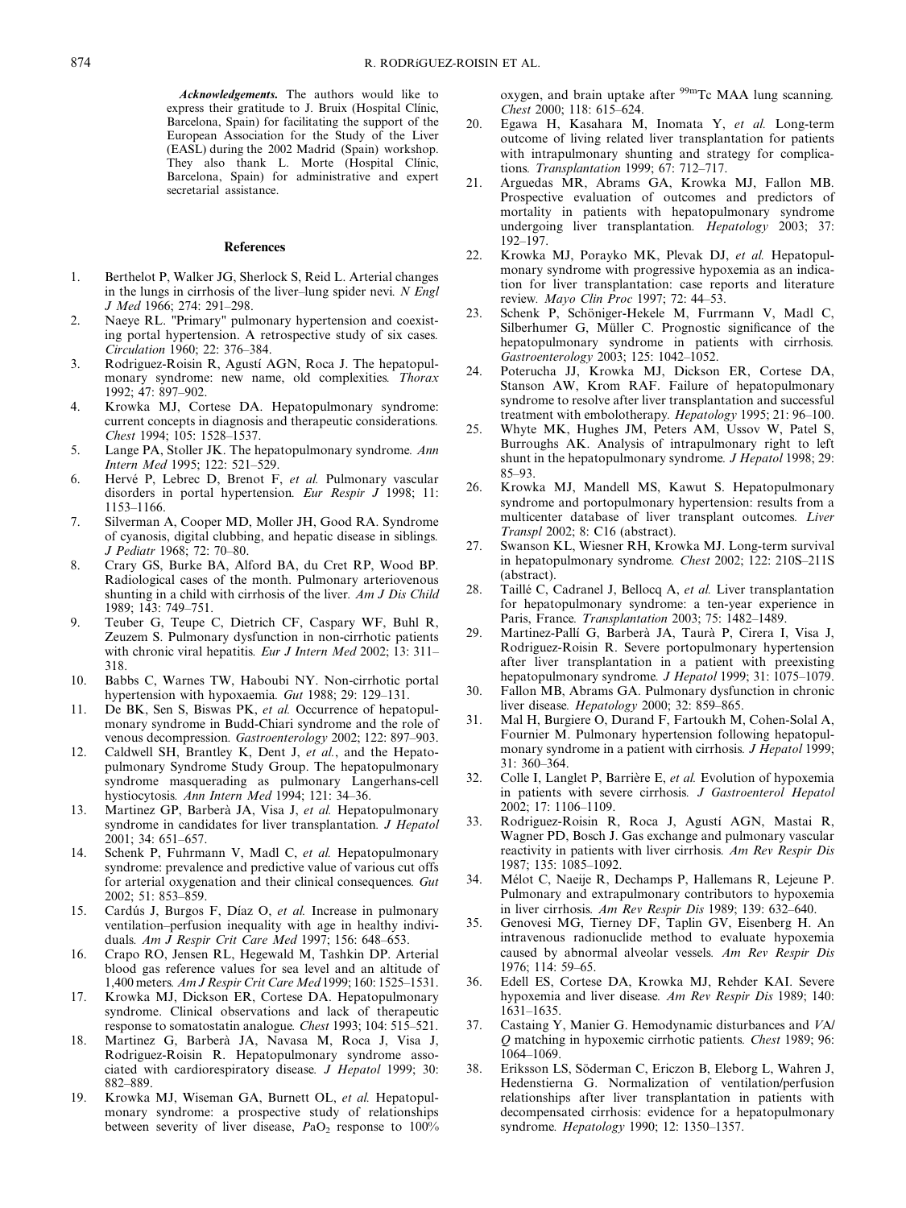***Acknowledgements.*** The authors would like to express their gratitude to J. Bruix (Hospital Clínic, Barcelona, Spain) for facilitating the support of the European Association for the Study of the Liver (EASL) during the 2002 Madrid (Spain) workshop. They also thank L. Morte (Hospital Clínic, Barcelona, Spain) for administrative and expert secretarial assistance.

## References

1. Berthelot P, Walker JG, Sherlock S, Reid L. Arterial changes in the lungs in cirrhosis of the liver–lung spider nevi. *N Engl J Med* 1966; 274: 291–298.
2. Naeye RL. "Primary" pulmonary hypertension and coexisting portal hypertension. A retrospective study of six cases. *Circulation* 1960; 22: 376–384.
3. Rodriguez-Roisin R, Agustí AGN, Roca J. The hepatopulmonary syndrome: new name, old complexities. *Thorax* 1992; 47: 897–902.
4. Krowka MJ, Cortese DA. Hepatopulmonary syndrome: current concepts in diagnosis and therapeutic considerations. *Chest* 1994; 105: 1528–1537.
5. Lange PA, Stoller JK. The hepatopulmonary syndrome. *Ann Intern Med* 1995; 122: 521–529.
6. Hervé P, Lebrec D, Brenot F, *et al.* Pulmonary vascular disorders in portal hypertension. *Eur Respir J* 1998; 11: 1153–1166.
7. Silverman A, Cooper MD, Moller JH, Good RA. Syndrome of cyanosis, digital clubbing, and hepatic disease in siblings. *J Pediatr* 1968; 72: 70–80.
8. Crary GS, Burke BA, Alford BA, du Cret RP, Wood BP. Radiological cases of the month. Pulmonary arteriovenous shunting in a child with cirrhosis of the liver. *Am J Dis Child* 1989; 143: 749–751.
9. Teuber G, Teupe C, Dietrich CF, Caspary WF, Buhl R, Zeuzem S. Pulmonary dysfunction in non-cirrhotic patients with chronic viral hepatitis. *Eur J Intern Med* 2002; 13: 311–318.
10. Babbs C, Warnes TW, Haboubi NY. Non-cirrhotic portal hypertension with hypoxaemia. *Gut* 1988; 29: 129–131.
11. De BK, Sen S, Biswas PK, *et al.* Occurrence of hepatopulmonary syndrome in Budd-Chiari syndrome and the role of venous decompression. *Gastroenterology* 2002; 122: 897–903.
12. Caldwell SH, Brantley K, Dent J, *et al.*, and the Hepatopulmonary Syndrome Study Group. The hepatopulmonary syndrome masquerading as pulmonary Langerhans-cell hystiocytosis. *Ann Intern Med* 1994; 121: 34–36.
13. Martinez GP, Barberà JA, Visa J, *et al.* Hepatopulmonary syndrome in candidates for liver transplantation. *J Hepatol* 2001; 34: 651–657.
14. Schenk P, Fuhrmann V, Madl C, *et al.* Hepatopulmonary syndrome: prevalence and predictive value of various cut offs for arterial oxygenation and their clinical consequences. *Gut* 2002; 51: 853–859.
15. Cardús J, Burgos F, Díaz O, *et al.* Increase in pulmonary ventilation–perfusion inequality with age in healthy individuals. *Am J Respir Crit Care Med* 1997; 156: 648–653.
16. Crapo RO, Jensen RL, Hegewald M, Tashkin DP. Arterial blood gas reference values for sea level and an altitude of 1,400 meters. *Am J Respir Crit Care Med* 1999; 160: 1525–1531.
17. Krowka MJ, Dickson ER, Cortese DA. Hepatopulmonary syndrome. Clinical observations and lack of therapeutic response to somatostatin analogue. *Chest* 1993; 104: 515–521.
18. Martinez G, Barberà JA, Navasa M, Roca J, Visa J, Rodriguez-Roisin R. Hepatopulmonary syndrome associated with cardiorespiratory disease. *J Hepatol* 1999; 30: 882–889.
19. Krowka MJ, Wiseman GA, Burnett OL, *et al.* Hepatopulmonary syndrome: a prospective study of relationships between severity of liver disease, $P_{aO_2}$ response to 100% oxygen, and brain uptake after $^{99m}$Tc MAA lung scanning. *Chest* 2000; 118: 615–624.
20. Egawa H, Kasahara M, Inomata Y, *et al.* Long-term outcome of living related liver transplantation for patients with intrapulmonary shunting and strategy for complications. *Transplantation* 1999; 67: 712–717.
21. Arguedas MR, Abrams GA, Krowka MJ, Fallon MB. Prospective evaluation of outcomes and predictors of mortality in patients with hepatopulmonary syndrome undergoing liver transplantation. *Hepatology* 2003; 37: 192–197.
22. Krowka MJ, Porayko MK, Plevak DJ, *et al.* Hepatopulmonary syndrome with progressive hypoxemia as an indication for liver transplantation: case reports and literature review. *Mayo Clin Proc* 1997; 72: 44–53.
23. Schenk P, Schöniger-Hekele M, Furrmann V, Madl C, Silberhumer G, Müller C. Prognostic significance of the hepatopulmonary syndrome in patients with cirrhosis. *Gastroenterology* 2003; 125: 1042–1052.
24. Poterucha JJ, Krowka MJ, Dickson ER, Cortese DA, Stanson AW, Krom RAF. Failure of hepatopulmonary syndrome to resolve after liver transplantation and successful treatment with embolotherapy. *Hepatology* 1995; 21: 96–100.
25. Whyte MK, Hughes JM, Peters AM, Ussov W, Patel S, Burroughs AK. Analysis of intrapulmonary right to left shunt in the hepatopulmonary syndrome. *J Hepatol* 1998; 29: 85–93.
26. Krowka MJ, Mandell MS, Kawut S. Hepatopulmonary syndrome and portopulmonary hypertension: results from a multicenter database of liver transplant outcomes. *Liver Transpl* 2002; 8: C16 (abstract).
27. Swanson KL, Wiesner RH, Krowka MJ. Long-term survival in hepatopulmonary syndrome. *Chest* 2002; 122: 210S–211S (abstract).
28. Taillé C, Cadranel J, Bellocq A, *et al.* Liver transplantation for hepatopulmonary syndrome: a ten-year experience in Paris, France. *Transplantation* 2003; 75: 1482–1489.
29. Martinez-Pallí G, Barberà JA, Taurà P, Cirera I, Visa J, Rodriguez-Roisin R. Severe portopulmonary hypertension after liver transplantation in a patient with preexisting hepatopulmonary syndrome. *J Hepatol* 1999; 31: 1075–1079.
30. Fallon MB, Abrams GA. Pulmonary dysfunction in chronic liver disease. *Hepatology* 2000; 32: 859–865.
31. Mal H, Burgiere O, Durand F, Fartoukh M, Cohen-Solal A, Fournier M. Pulmonary hypertension following hepatopulmonary syndrome in a patient with cirrhosis. *J Hepatol* 1999; 31: 360–364.
32. Colle I, Langlet P, Barrière E, *et al.* Evolution of hypoxemia in patients with severe cirrhosis. *J Gastroenterol Hepatol* 2002; 17: 1106–1109.
33. Rodriguez-Roisin R, Roca J, Agustí AGN, Mastai R, Wagner PD, Bosch J. Gas exchange and pulmonary vascular reactivity in patients with liver cirrhosis. *Am Rev Respir Dis* 1987; 135: 1085–1092.
34. Mélot C, Naeije R, Dechamps P, Hallemans R, Lejeune P. Pulmonary and extrapulmonary contributors to hypoxemia in liver cirrhosis. *Am Rev Respir Dis* 1989; 139: 632–640.
35. Genovesi MG, Tierney DF, Taplin GV, Eisenberg H. An intravenous radionuclide method to evaluate hypoxemia caused by abnormal alveolar vessels. *Am Rev Respir Dis* 1976; 114: 59–65.
36. Edell ES, Cortese DA, Krowka MJ, Rehder KAI. Severe hypoxemia and liver disease. *Am Rev Respir Dis* 1989; 140: 1631–1635.
37. Castaing Y, Manier G. Hemodynamic disturbances and $V_A/Q$ matching in hypoxemic cirrhotic patients. *Chest* 1989; 96: 1064–1069.
38. Eriksson LS, Söderman C, Ericzon B, Eleborg L, Wahren J, Hedenstierna G. Normalization of ventilation/perfusion relationships after liver transplantation in patients with decompensated cirrhosis: evidence for a hepatopulmonary syndrome. *Hepatology* 1990; 12: 1350–1357.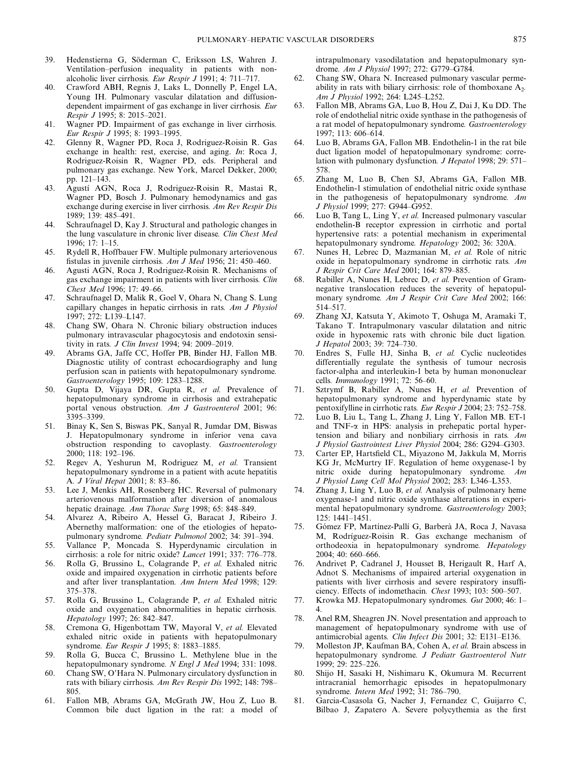39. Hedenstierna G, Söderman C, Eriksson LS, Wahren J. Ventilation–perfusion inequality in patients with non-alcoholic liver cirrhosis. *Eur Respir J* 1991; 4: 711–717.
40. Crawford ABH, Regnis J, Laks L, Donnelly P, Engel LA, Young IH. Pulmonary vascular dilatation and diffusion-dependent impairment of gas exchange in liver cirrhosis. *Eur Respir J* 1995; 8: 2015–2021.
41. Wagner PD. Impairment of gas exchange in liver cirrhosis. *Eur Respir J* 1995; 8: 1993–1995.
42. Glenny R, Wagner PD, Roca J, Rodriguez-Roisin R. Gas exchange in health: rest, exercise, and aging. *In*: Roca J, Rodriguez-Roisin R, Wagner PD, eds. Peripheral and pulmonary gas exchange. New York, Marcel Dekker, 2000; pp. 121–143.
43. Agustí AGN, Roca J, Rodriguez-Roisin R, Mastai R, Wagner PD, Bosch J. Pulmonary hemodynamics and gas exchange during exercise in liver cirrhosis. *Am Rev Respir Dis* 1989; 139: 485–491.
44. Schraufnagel D, Kay J. Structural and pathologic changes in the lung vasculature in chronic liver disease. *Clin Chest Med* 1996; 17: 1–15.
45. Rydell R, Hoffbauer FW. Multiple pulmonary arteriovenous fistulas in juvenile cirrhosis. *Am J Med* 1956; 21: 450–460.
46. Agusti AGN, Roca J, Rodriguez-Roisin R. Mechanisms of gas exchange impairment in patients with liver cirrhosis. *Clin Chest Med* 1996; 17: 49–66.
47. Schraufnagel D, Malik R, Goel V, Ohara N, Chang S. Lung capillary changes in hepatic cirrhosis in rats. *Am J Physiol* 1997; 272: L139–L147.
48. Chang SW, Ohara N. Chronic biliary obstruction induces pulmonary intravascular phagocytosis and endotoxin sensitivity in rats. *J Clin Invest* 1994; 94: 2009–2019.
49. Abrams GA, Jaffe CC, Hoffer PB, Binder HJ, Fallon MB. Diagnostic utility of contrast echocardiography and lung perfusion scan in patients with hepatopulmonary syndrome. *Gastroenterology* 1995; 109: 1283–1288.
50. Gupta D, Vijaya DR, Gupta R, *et al.* Prevalence of hepatopulmonary syndrome in cirrhosis and extrahepatic portal venous obstruction. *Am J Gastroenterol* 2001; 96: 3395–3399.
51. Binay K, Sen S, Biswas PK, Sanyal R, Jumdar DM, Biswas J. Hepatopulmonary syndrome in inferior vena cava obstruction responding to cavoplasty. *Gastroenterology* 2000; 118: 192–196.
52. Regev A, Yeshurun M, Rodriguez M, *et al.* Transient hepatopulmonary syndrome in a patient with acute hepatitis A. *J Viral Hepat* 2001; 8: 83–86.
53. Lee J, Menkis AH, Rosenberg HC. Reversal of pulmonary arteriovenous malformation after diversion of anomalous hepatic drainage. *Ann Thorac Surg* 1998; 65: 848–849.
54. Alvarez A, Ribeiro A, Hessel G, Baracat J, Ribeiro J. Abernethy malformation: one of the etiologies of hepatopulmonary syndrome. *Pediatr Pulmonol* 2002; 34: 391–394.
55. Vallance P, Moncada S. Hyperdynamic circulation in cirrhosis: a role for nitric oxide? *Lancet* 1991; 337: 776–778.
56. Rolla G, Brussino L, Colagrande P, *et al.* Exhaled nitric oxide and impaired oxygenation in cirrhotic patients before and after liver transplantation. *Ann Intern Med* 1998; 129: 375–378.
57. Rolla G, Brussino L, Colagrande P, *et al.* Exhaled nitric oxide and oxygenation abnormalities in hepatic cirrhosis. *Hepatology* 1997; 26: 842–847.
58. Cremona G, Higenbottam TW, Mayoral V, *et al.* Elevated exhaled nitric oxide in patients with hepatopulmonary syndrome. *Eur Respir J* 1995; 8: 1883–1885.
59. Rolla G, Bucca C, Brussino L. Methylene blue in the hepatopulmonary syndrome. *N Engl J Med* 1994; 331: 1098.
60. Chang SW, O'Hara N. Pulmonary circulatory dysfunction in rats with biliary cirrhosis. *Am Rev Respir Dis* 1992; 148: 798–805.
61. Fallon MB, Abrams GA, McGrath JW, Hou Z, Luo B. Common bile duct ligation in the rat: a model of intrapulmonary vasodilatation and hepatopulmonary syndrome. *Am J Physiol* 1997; 272: G779–G784.
62. Chang SW, Ohara N. Increased pulmonary vascular permeability in rats with biliary cirrhosis: role of thomboxane $A_2$. *Am J Physiol* 1992; 264: L245–L252.
63. Fallon MB, Abrams GA, Luo B, Hou Z, Dai J, Ku DD. The role of endothelial nitric oxide synthase in the pathogenesis of a rat model of hepatopulmonary syndrome. *Gastroenterology* 1997; 113: 606–614.
64. Luo B, Abrams GA, Fallon MB. Endothelin-1 in the rat bile duct ligation model of hepatopulmonary syndrome: correlation with pulmonary dysfunction. *J Hepatol* 1998; 29: 571–578.
65. Zhang M, Luo B, Chen SJ, Abrams GA, Fallon MB. Endothelin-1 stimulation of endothelial nitric oxide synthase in the pathogenesis of hepatopulmonary syndrome. *Am J Physiol* 1999; 277: G944–G952.
66. Luo B, Tang L, Ling Y, *et al.* Increased pulmonary vascular endothelin-B receptor expression in cirrhotic and portal hypertensive rats: a potential mechanism in experimental hepatopulmonary syndrome. *Hepatology* 2002; 36: 320A.
67. Nunes H, Lebrec D, Mazmanian M, *et al.* Role of nitric oxide in hepatopulmonary syndrome in cirrhotic rats. *Am J Respir Crit Care Med* 2001; 164: 879–885.
68. Rabiller A, Nunes H, Lebrec D, *et al.* Prevention of Gram-negative translocation reduces the severity of hepatopulmonary syndrome. *Am J Respir Crit Care Med* 2002; 166: 514–517.
69. Zhang XJ, Katsuta Y, Akimoto T, Oshuga M, Aramaki T, Takano T. Intrapulmonary vascular dilatation and nitric oxide in hypoxemic rats with chronic bile duct ligation. *J Hepatol* 2003; 39: 724–730.
70. Endres S, Fulle HJ, Sinha B, *et al.* Cyclic nucleotides differentially regulate the synthesis of tumour necrosis factor-alpha and interleukin-1 beta by human mononuclear cells. *Immunology* 1991; 72: 56–60.
71. Sztrymf B, Rabiller A, Nunes H, *et al.* Prevention of hepatopulmonary syndrome and hyperdynamic state by pentoxifylline in cirrhotic rats. *Eur Respir J* 2004; 23: 752–758.
72. Luo B, Liu L, Tang L, Zhang J, Ling Y, Fallon MB. ET-1 and TNF-$\alpha$ in HPS: analysis in prehepatic portal hypertension and biliary and nonbiliary cirrhosis in rats. *Am J Physiol Gastrointest Liver Physiol* 2004; 286: G294–G303.
73. Carter EP, Hartsfield CL, Miyazono M, Jakkula M, Morris KG Jr, McMurtry IF. Regulation of heme oxygenase-1 by nitric oxide during hepatopulmonary syndrome. *Am J Physiol Lung Cell Mol Physiol* 2002; 283: L346–L353.
74. Zhang J, Ling Y, Luo B, *et al.* Analysis of pulmonary heme oxygenase-1 and nitric oxide synthase alterations in experimental hepatopulmonary syndrome. *Gastroenterology* 2003; 125: 1441–1451.
75. Gómez FP, Martínez-Pallí G, Barberà JA, Roca J, Navasa M, Rodríguez-Roisin R. Gas exchange mechanism of orthodeoxia in hepatopulmonary syndrome. *Hepatology* 2004; 40: 660–666.
76. Andrivet P, Cadranel J, Housset B, Herigault R, Harf A, Adnot S. Mechanisms of impaired arterial oxygenation in patients with liver cirrhosis and severe respiratory insufficiency. Effects of indomethacin. *Chest* 1993; 103: 500–507.
77. Krowka MJ. Hepatopulmonary syndromes. *Gut* 2000; 46: 1–4.
78. Anel RM, Sheagren JN. Novel presentation and approach to management of hepatopulmonary syndrome with use of antimicrobial agents. *Clin Infect Dis* 2001; 32: E131–E136.
79. Molleston JP, Kaufman BA, Cohen A, *et al.* Brain abscess in hepatopulmonary syndrome. *J Pediatr Gastroenterol Nutr* 1999; 29: 225–226.
80. Shijo H, Sasaki H, Nishimaru K, Okumura M. Recurrent intracranial hemorrhagic episodes in hepatopulmonary syndrome. *Intern Med* 1992; 31: 786–790.
81. Garcia-Casasola G, Nacher J, Fernandez C, Guijarro C, Bilbao J, Zapatero A. Severe polycythemia as the first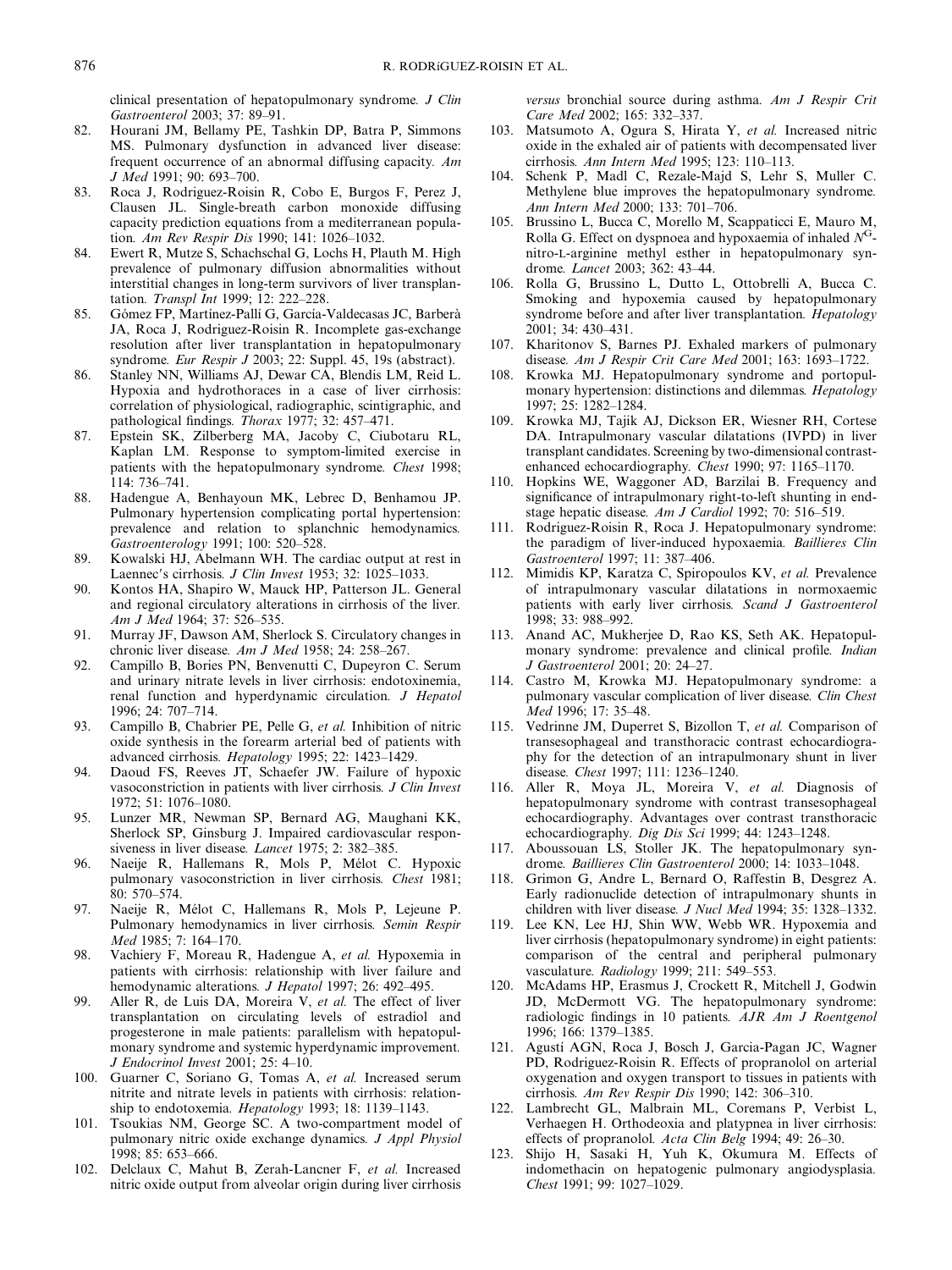clinical presentation of hepatopulmonary syndrome. *J Clin Gastroenterol* 2003; 37: 89–91.

82. Hourani JM, Bellamy PE, Tashkin DP, Batra P, Simmons MS. Pulmonary dysfunction in advanced liver disease: frequent occurrence of an abnormal diffusing capacity. *Am J Med* 1991; 90: 693–700.
83. Roca J, Rodriguez-Roisin R, Cobo E, Burgos F, Perez J, Clausen JL. Single-breath carbon monoxide diffusing capacity prediction equations from a mediterranean population. *Am Rev Respir Dis* 1990; 141: 1026–1032.
84. Ewert R, Mutze S, Schachschal G, Lochs H, Plauth M. High prevalence of pulmonary diffusion abnormalities without interstitial changes in long-term survivors of liver transplantation. *Transpl Int* 1999; 12: 222–228.
85. Gómez FP, Martínez-Pallí G, García-Valdecasas JC, Barberà JA, Roca J, Rodriguez-Roisin R. Incomplete gas-exchange resolution after liver transplantation in hepatopulmonary syndrome. *Eur Respir J* 2003; 22: Suppl. 45, 19s (abstract).
86. Stanley NN, Williams AJ, Dewar CA, Blendis LM, Reid L. Hypoxia and hydrothoraces in a case of liver cirrhosis: correlation of physiological, radiographic, scintigraphic, and pathological findings. *Thorax* 1977; 32: 457–471.
87. Epstein SK, Zilberberg MA, Jacoby C, Ciubotaru RL, Kaplan LM. Response to symptom-limited exercise in patients with the hepatopulmonary syndrome. *Chest* 1998; 114: 736–741.
88. Hadengue A, Benhayoun MK, Lebrec D, Benhamou JP. Pulmonary hypertension complicating portal hypertension: prevalence and relation to splanchnic hemodynamics. *Gastroenterology* 1991; 100: 520–528.
89. Kowalski HJ, Abelmann WH. The cardiac output at rest in Laennec's cirrhosis. *J Clin Invest* 1953; 32: 1025–1033.
90. Kontos HA, Shapiro W, Mauck HP, Patterson JL. General and regional circulatory alterations in cirrhosis of the liver. *Am J Med* 1964; 37: 526–535.
91. Murray JF, Dawson AM, Sherlock S. Circulatory changes in chronic liver disease. *Am J Med* 1958; 24: 258–267.
92. Campillo B, Bories PN, Benvenutti C, Dupeyron C. Serum and urinary nitrate levels in liver cirrhosis: endotoxinemia, renal function and hyperdynamic circulation. *J Hepatol* 1996; 24: 707–714.
93. Campillo B, Chabrier PE, Pelle G, *et al.* Inhibition of nitric oxide synthesis in the forearm arterial bed of patients with advanced cirrhosis. *Hepatology* 1995; 22: 1423–1429.
94. Daoud FS, Reeves JT, Schaefer JW. Failure of hypoxic vasoconstriction in patients with liver cirrhosis. *J Clin Invest* 1972; 51: 1076–1080.
95. Lunzer MR, Newman SP, Bernard AG, Maughani KK, Sherlock SP, Ginsburg J. Impaired cardiovascular responsiveness in liver disease. *Lancet* 1975; 2: 382–385.
96. Naeije R, Hallemans R, Mols P, Mélot C. Hypoxic pulmonary vasoconstriction in liver cirrhosis. *Chest* 1981; 80: 570–574.
97. Naeije R, Mélot C, Hallemans R, Mols P, Lejeune P. Pulmonary hemodynamics in liver cirrhosis. *Semin Respir Med* 1985; 7: 164–170.
98. Vachiery F, Moreau R, Hadengue A, *et al.* Hypoxemia in patients with cirrhosis: relationship with liver failure and hemodynamic alterations. *J Hepatol* 1997; 26: 492–495.
99. Aller R, de Luis DA, Moreira V, *et al.* The effect of liver transplantation on circulating levels of estradiol and progesterone in male patients: parallelism with hepatopulmonary syndrome and systemic hyperdynamic improvement. *J Endocrinol Invest* 2001; 25: 4–10.
100. Guarner C, Soriano G, Tomas A, *et al.* Increased serum nitrite and nitrate levels in patients with cirrhosis: relationship to endotoxemia. *Hepatology* 1993; 18: 1139–1143.
101. Tsoukias NM, George SC. A two-compartment model of pulmonary nitric oxide exchange dynamics. *J Appl Physiol* 1998; 85: 653–666.
102. Delclaux C, Mahut B, Zerah-Lancner F, *et al.* Increased nitric oxide output from alveolar origin during liver cirrhosis *versus* bronchial source during asthma. *Am J Respir Crit Care Med* 2002; 165: 332–337.
103. Matsumoto A, Ogura S, Hirata Y, *et al.* Increased nitric oxide in the exhaled air of patients with decompensated liver cirrhosis. *Ann Intern Med* 1995; 123: 110–113.
104. Schenk P, Madl C, Rezale-Majd S, Lehr S, Muller C. Methylene blue improves the hepatopulmonary syndrome. *Ann Intern Med* 2000; 133: 701–706.
105. Brussino L, Bucca C, Morello M, Scappaticci E, Mauro M, Rolla G. Effect on dyspnoea and hypoxaemia of inhaled $N^{G}$-nitro-L-arginine methyl esther in hepatopulmonary syndrome. *Lancet* 2003; 362: 43–44.
106. Rolla G, Brussino L, Dutto L, Ottobrelli A, Bucca C. Smoking and hypoxemia caused by hepatopulmonary syndrome before and after liver transplantation. *Hepatology* 2001; 34: 430–431.
107. Kharitonov S, Barnes PJ. Exhaled markers of pulmonary disease. *Am J Respir Crit Care Med* 2001; 163: 1693–1722.
108. Krowka MJ. Hepatopulmonary syndrome and portopulmonary hypertension: distinctions and dilemmas. *Hepatology* 1997; 25: 1282–1284.
109. Krowka MJ, Tajik AJ, Dickson ER, Wiesner RH, Cortese DA. Intrapulmonary vascular dilatations (IVPD) in liver transplant candidates. Screening by two-dimensional contrast-enhanced echocardiography. *Chest* 1990; 97: 1165–1170.
110. Hopkins WE, Waggoner AD, Barzilai B. Frequency and significance of intrapulmonary right-to-left shunting in end-stage hepatic disease. *Am J Cardiol* 1992; 70: 516–519.
111. Rodriguez-Roisin R, Roca J. Hepatopulmonary syndrome: the paradigm of liver-induced hypoxaemia. *Baillieres Clin Gastroenterol* 1997; 11: 387–406.
112. Mimidis KP, Karatza C, Spiropoulos KV, *et al.* Prevalence of intrapulmonary vascular dilatations in normoxaemic patients with early liver cirrhosis. *Scand J Gastroenterol* 1998; 33: 988–992.
113. Anand AC, Mukherjee D, Rao KS, Seth AK. Hepatopulmonary syndrome: prevalence and clinical profile. *Indian J Gastroenterol* 2001; 20: 24–27.
114. Castro M, Krowka MJ. Hepatopulmonary syndrome: a pulmonary vascular complication of liver disease. *Clin Chest Med* 1996; 17: 35–48.
115. Vedrinne JM, Duperret S, Bizollon T, *et al.* Comparison of transesophageal and transthoracic contrast echocardiography for the detection of an intrapulmonary shunt in liver disease. *Chest* 1997; 111: 1236–1240.
116. Aller R, Moya JL, Moreira V, *et al.* Diagnosis of hepatopulmonary syndrome with contrast transesophageal echocardiography. Advantages over contrast transthoracic echocardiography. *Dig Dis Sci* 1999; 44: 1243–1248.
117. Aboussouan LS, Stoller JK. The hepatopulmonary syndrome. *Baillieres Clin Gastroenterol* 2000; 14: 1033–1048.
118. Grimon G, Andre L, Bernard O, Raffestin B, Desgrez A. Early radionuclide detection of intrapulmonary shunts in children with liver disease. *J Nucl Med* 1994; 35: 1328–1332.
119. Lee KN, Lee HJ, Shin WW, Webb WR. Hypoxemia and liver cirrhosis (hepatopulmonary syndrome) in eight patients: comparison of the central and peripheral pulmonary vasculature. *Radiology* 1999; 211: 549–553.
120. McAdams HP, Erasmus J, Crockett R, Mitchell J, Godwin JD, McDermott VG. The hepatopulmonary syndrome: radiologic findings in 10 patients. *AJR Am J Roentgenol* 1996; 166: 1379–1385.
121. Agustí AGN, Roca J, Bosch J, Garcia-Pagan JC, Wagner PD, Rodriguez-Roisin R. Effects of propranolol on arterial oxygenation and oxygen transport to tissues in patients with cirrhosis. *Am Rev Respir Dis* 1990; 142: 306–310.
122. Lambrecht GL, Malbrain ML, Coremans P, Verbist L, Verhaegen H. Orthodeoxia and platypnea in liver cirrhosis: effects of propranolol. *Acta Clin Belg* 1994; 49: 26–30.
123. Shijo H, Sasaki H, Yuh K, Okumura M. Effects of indomethacin on hepatogenic pulmonary angiodysplasia. *Chest* 1991; 99: 1027–1029.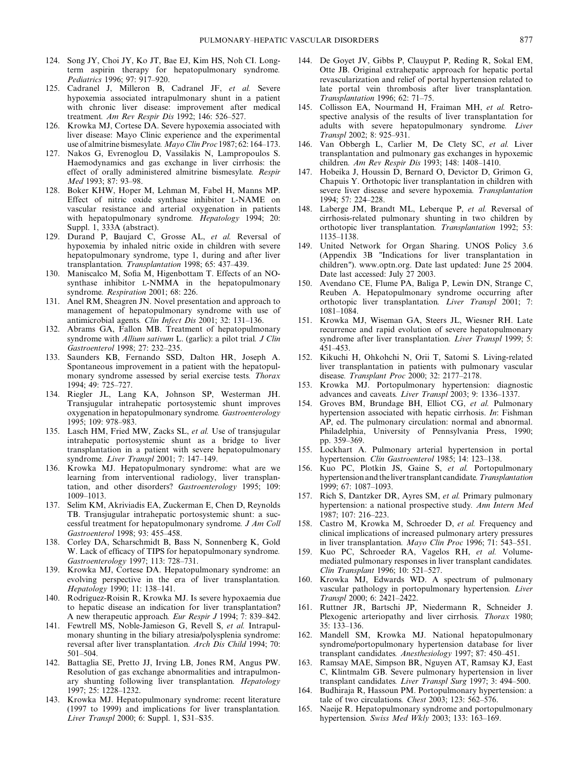124. Song JY, Choi JY, Ko JT, Bae EJ, Kim HS, Noh CI. Long-term aspirin therapy for hepatopulmonary syndrome. *Pediatrics* 1996; 97: 917–920.
125. Cadranel J, Milleron B, Cadranel JF, *et al.* Severe hypoxemia associated intrapulmonary shunt in a patient with chronic liver disease: improvement after medical treatment. *Am Rev Respir Dis* 1992; 146: 526–527.
126. Krowka MJ, Cortese DA. Severe hypoxemia associated with liver disease: Mayo Clinic experience and the experimental use of almitrine bismesylate. *Mayo Clin Proc* 1987; 62: 164–173.
127. Nakos G, Evrenoglou D, Vassilakis N, Lampropoulos S. Haemodynamics and gas exchange in liver cirrhosis: the effect of orally administered almitrine bismesylate. *Respir Med* 1993; 87: 93–98.
128. Boker KHW, Hoper M, Lehman M, Fabel H, Manns MP. Effect of nitric oxide synthase inhibitor L-NAME on vascular resistance and arterial oxygenation in patients with hepatopulmonary syndrome. *Hepatology* 1994; 20: Suppl. 1, 333A (abstract).
129. Durand P, Baujard C, Grosse AL, *et al.* Reversal of hypoxemia by inhaled nitric oxide in children with severe hepatopulmonary syndrome, type 1, during and after liver transplantation. *Transplantation* 1998; 65: 437–439.
130. Maniscalco M, Sofia M, Higenbottam T. Effects of an NO-synthase inhibitor L-NMMA in the hepatopulmonary syndrome. *Respiration* 2001; 68: 226.
131. Anel RM, Sheagren JN. Novel presentation and approach to management of hepatopulmonary syndrome with use of antimicrobial agents. *Clin Infect Dis* 2001; 32: 131–136.
132. Abrams GA, Fallon MB. Treatment of hepatopulmonary syndrome with *Allium sativum* L. (garlic): a pilot trial. *J Clin Gastroenterol* 1998; 27: 232–235.
133. Saunders KB, Fernando SSD, Dalton HR, Joseph A. Spontaneous improvement in a patient with the hepatopulmonary syndrome assessed by serial exercise tests. *Thorax* 1994; 49: 725–727.
134. Riegler JL, Lang KA, Johnson SP, Westerman JH. Transjugular intrahepatic portosystemic shunt improves oxygenation in hepatopulmonary syndrome. *Gastroenterology* 1995; 109: 978–983.
135. Lasch HM, Fried MW, Zacks SL, *et al.* Use of transjugular intrahepatic portosystemic shunt as a bridge to liver transplantation in a patient with severe hepatopulmonary syndrome. *Liver Transpl* 2001; 7: 147–149.
136. Krowka MJ. Hepatopulmonary syndrome: what are we learning from interventional radiology, liver transplantation, and other disorders? *Gastroenterology* 1995; 109: 1009–1013.
137. Selim KM, Akriviadis EA, Zuckerman E, Chen D, Reynolds TB. Transjugular intrahepatic portosystemic shunt: a successful treatment for hepatopulmonary syndrome. *J Am Coll Gastroenterol* 1998; 93: 455–458.
138. Corley DA, Scharschmidt B, Bass N, Sonnenberg K, Gold W. Lack of efficacy of TIPS for hepatopulmonary syndrome. *Gastroenterology* 1997; 113: 728–731.
139. Krowka MJ, Cortese DA. Hepatopulmonary syndrome: an evolving perspective in the era of liver transplantation. *Hepatology* 1990; 11: 138–141.
140. Rodriguez-Roisin R, Krowka MJ. Is severe hypoxaemia due to hepatic disease an indication for liver transplantation? A new therapeutic approach. *Eur Respir J* 1994; 7: 839–842.
141. Fewtrell MS, Noble-Jamieson G, Revell S, *et al.* Intrapulmonary shunting in the biliary atresia/polysplenia syndrome: reversal after liver transplantation. *Arch Dis Child* 1994; 70: 501–504.
142. Battaglia SE, Pretto JJ, Irving LB, Jones RM, Angus PW. Resolution of gas exchange abnormalities and intrapulmonary shunting following liver transplantation. *Hepatology* 1997; 25: 1228–1232.
143. Krowka MJ. Hepatopulmonary syndrome: recent literature (1997 to 1999) and implications for liver transplantation. *Liver Transpl* 2000; 6: Suppl. 1, S31–S35.
144. De Goyet JV, Gibbs P, Clauyput P, Reding R, Sokal EM, Otte JB. Original extrahepatic approach for hepatic portal revascularization and relief of portal hypertension related to late portal vein thrombosis after liver transplantation. *Transplantation* 1996; 62: 71–75.
145. Collisson EA, Nourmand H, Fraiman MH, *et al.* Retrospective analysis of the results of liver transplantation for adults with severe hepatopulmonary syndrome. *Liver Transpl* 2002; 8: 925–931.
146. Van Obbergh L, Carlier M, De Clety SC, *et al.* Liver transplantation and pulmonary gas exchanges in hypoxemic children. *Am Rev Respir Dis* 1993; 148: 1408–1410.
147. Hobeika J, Houssin D, Bernard O, Devictor D, Grimon G, Chapuis Y. Orthotopic liver transplantation in children with severe liver disease and severe hypoxemia. *Transplantation* 1994; 57: 224–228.
148. Laberge JM, Brandt ML, Leberque P, *et al.* Reversal of cirrhosis-related pulmonary shunting in two children by orthotopic liver transplantation. *Transplantation* 1992; 53: 1135–1138.
149. United Network for Organ Sharing. UNOS Policy 3.6 (Appendix 3B "Indications for liver transplantation in children"). www.optn.org. Date last updated: June 25 2004. Date last accessed: July 27 2003.
150. Avendano CE, Flume PA, Baliga P, Lewin DN, Strange C, Reuben A. Hepatopulmonary syndrome occurring after orthotopic liver transplantation. *Liver Transpl* 2001; 7: 1081–1084.
151. Krowka MJ, Wiseman GA, Steers JL, Wiesner RH. Late recurrence and rapid evolution of severe hepatopulmonary syndrome after liver transplantation. *Liver Transpl* 1999; 5: 451–453.
152. Kikuchi H, Ohkohchi N, Orii T, Satomi S. Living-related liver transplantation in patients with pulmonary vascular disease. *Transplant Proc* 2000; 32: 2177–2178.
153. Krowka MJ. Portopulmonary hypertension: diagnostic advances and caveats. *Liver Transpl* 2003; 9: 1336–1337.
154. Groves BM, Brundage BH, Elliot CG, *et al.* Pulmonary hypertension associated with hepatic cirrhosis. *In*: Fishman AP, ed. The pulmonary circulation: normal and abnormal. Philadelphia, University of Pennsylvania Press, 1990; pp. 359–369.
155. Lockhart A. Pulmonary arterial hypertension in portal hypertension. *Clin Gastroenterol* 1985; 14: 123–138.
156. Kuo PC, Plotkin JS, Gaine S, *et al.* Portopulmonary hypertension and the liver transplant candidate. *Transplantation* 1999; 67: 1087–1093.
157. Rich S, Dantzker DR, Ayres SM, *et al.* Primary pulmonary hypertension: a national prospective study. *Ann Intern Med* 1987; 107: 216–223.
158. Castro M, Krowka M, Schroeder D, *et al.* Frequency and clinical implications of increased pulmonary artery pressures in liver transplantation. *Mayo Clin Proc* 1996; 71: 543–551.
159. Kuo PC, Schroeder RA, Vagelos RH, *et al.* Volume-mediated pulmonary responses in liver transplant candidates. *Clin Transplant* 1996; 10: 521–527.
160. Krowka MJ, Edwards WD. A spectrum of pulmonary vascular pathology in portopulmonary hypertension. *Liver Transpl* 2000; 6: 2421–2422.
161. Ruttner JR, Bartschi JP, Niedermann R, Schneider J. Plexogenic arteriopathy and liver cirrhosis. *Thorax* 1980; 35: 133–136.
162. Mandell SM, Krowka MJ. National hepatopulmonary syndrome/portopulmonary hypertension database for liver transplant candidates. *Anesthesiology* 1997; 87: 450–451.
163. Ramsay MAE, Simpson BR, Nguyen AT, Ramsay KJ, East C, Klintmalm GB. Severe pulmonary hypertension in liver transplant candidates. *Liver Transpl Surg* 1997; 3: 494–500.
164. Budhiraja R, Hassoun PM. Portopulmonary hypertension: a tale of two circulations. *Chest* 2003; 123: 562–576.
165. Naeije R. Hepatopulmonary syndrome and portopulmonary hypertension. *Swiss Med Wkly* 2003; 133: 163–169.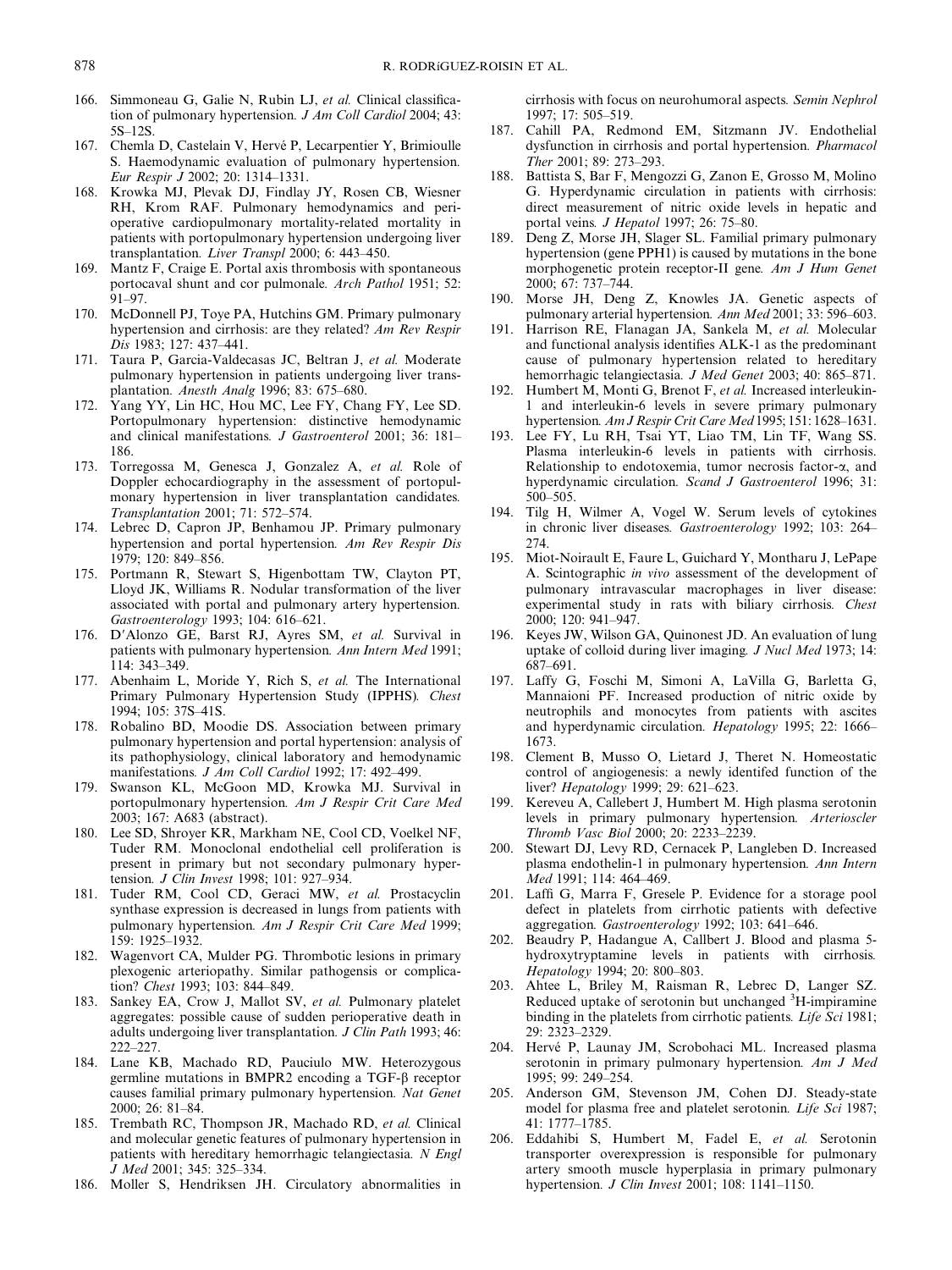166. Simmoneau G, Galie N, Rubin LJ, *et al.* Clinical classification of pulmonary hypertension. *J Am Coll Cardiol* 2004; 43: 5S–12S.
167. Chemla D, Castelain V, Hervé P, Lecarpentier Y, Brimioulle S. Haemodynamic evaluation of pulmonary hypertension. *Eur Respir J* 2002; 20: 1314–1331.
168. Krowka MJ, Plevak DJ, Findlay JY, Rosen CB, Wiesner RH, Krom RAF. Pulmonary hemodynamics and perioperative cardiopulmonary mortality-related mortality in patients with portopulmonary hypertension undergoing liver transplantation. *Liver Transpl* 2000; 6: 443–450.
169. Mantz F, Craige E. Portal axis thrombosis with spontaneous portocaval shunt and cor pulmonale. *Arch Pathol* 1951; 52: 91–97.
170. McDonnell PJ, Toye PA, Hutchins GM. Primary pulmonary hypertension and cirrhosis: are they related? *Am Rev Respir Dis* 1983; 127: 437–441.
171. Taura P, Garcia-Valdecasas JC, Beltran J, *et al.* Moderate pulmonary hypertension in patients undergoing liver transplantation. *Anesth Analg* 1996; 83: 675–680.
172. Yang YY, Lin HC, Hou MC, Lee FY, Chang FY, Lee SD. Portopulmonary hypertension: distinctive hemodynamic and clinical manifestations. *J Gastroenterol* 2001; 36: 181–186.
173. Torregossa M, Genesca J, Gonzalez A, *et al.* Role of Doppler echocardiography in the assessment of portopulmonary hypertension in liver transplantation candidates. *Transplantation* 2001; 71: 572–574.
174. Lebrec D, Capron JP, Benhamou JP. Primary pulmonary hypertension and portal hypertension. *Am Rev Respir Dis* 1979; 120: 849–856.
175. Portmann R, Stewart S, Higenbottam TW, Clayton PT, Lloyd JK, Williams R. Nodular transformation of the liver associated with portal and pulmonary artery hypertension. *Gastroenterology* 1993; 104: 616–621.
176. D'Alonzo GE, Barst RJ, Ayres SM, *et al.* Survival in patients with pulmonary hypertension. *Ann Intern Med* 1991; 114: 343–349.
177. Abenhaim L, Moride Y, Rich S, *et al.* The International Primary Pulmonary Hypertension Study (IPPHS). *Chest* 1994; 105: 37S–41S.
178. Robalino BD, Moodie DS. Association between primary pulmonary hypertension and portal hypertension: analysis of its pathophysiology, clinical laboratory and hemodynamic manifestations. *J Am Coll Cardiol* 1992; 17: 492–499.
179. Swanson KL, McGoon MD, Krowka MJ. Survival in portopulmonary hypertension. *Am J Respir Crit Care Med* 2003; 167: A683 (abstract).
180. Lee SD, Shroyer KR, Markham NE, Cool CD, Voelkel NF, Tuder RM. Monoclonal endothelial cell proliferation is present in primary but not secondary pulmonary hypertension. *J Clin Invest* 1998; 101: 927–934.
181. Tuder RM, Cool CD, Geraci MW, *et al.* Prostacyclin synthase expression is decreased in lungs from patients with pulmonary hypertension. *Am J Respir Crit Care Med* 1999; 159: 1925–1932.
182. Wagenvort CA, Mulder PG. Thrombotic lesions in primary plexogenic arteriopathy. Similar pathogensis or complication? *Chest* 1993; 103: 844–849.
183. Sankey EA, Crow J, Mallot SV, *et al.* Pulmonary platelet aggregates: possible cause of sudden perioperative death in adults undergoing liver transplantation. *J Clin Path* 1993; 46: 222–227.
184. Lane KB, Machado RD, Pauciulo MW. Heterozygous germline mutations in BMPR2 encoding a TGF-β receptor causes familial primary pulmonary hypertension. *Nat Genet* 2000; 26: 81–84.
185. Trembath RC, Thompson JR, Machado RD, *et al.* Clinical and molecular genetic features of pulmonary hypertension in patients with hereditary hemorrhagic telangiectasia. *N Engl J Med* 2001; 345: 325–334.
186. Moller S, Hendriksen JH. Circulatory abnormalities in cirrhosis with focus on neurohumoral aspects. *Semin Nephrol* 1997; 17: 505–519.
187. Cahill PA, Redmond EM, Sitzmann JV. Endothelial dysfunction in cirrhosis and portal hypertension. *Pharmacol Ther* 2001; 89: 273–293.
188. Battista S, Bar F, Mengozzi G, Zanon E, Grosso M, Molino G. Hyperdynamic circulation in patients with cirrhosis: direct measurement of nitric oxide levels in hepatic and portal veins. *J Hepatol* 1997; 26: 75–80.
189. Deng Z, Morse JH, Slager SL. Familial primary pulmonary hypertension (gene PPH1) is caused by mutations in the bone morphogenetic protein receptor-II gene. *Am J Hum Genet* 2000; 67: 737–744.
190. Morse JH, Deng Z, Knowles JA. Genetic aspects of pulmonary arterial hypertension. *Ann Med* 2001; 33: 596–603.
191. Harrison RE, Flanagan JA, Sankela M, *et al.* Molecular and functional analysis identifies ALK-1 as the predominant cause of pulmonary hypertension related to hereditary hemorrhagic telangiectasia. *J Med Genet* 2003; 40: 865–871.
192. Humbert M, Monti G, Brenot F, *et al.* Increased interleukin-1 and interleukin-6 levels in severe primary pulmonary hypertension. *Am J Respir Crit Care Med* 1995; 151: 1628–1631.
193. Lee FY, Lu RH, Tsai YT, Liao TM, Lin TF, Wang SS. Plasma interleukin-6 levels in patients with cirrhosis. Relationship to endotoxemia, tumor necrosis factor-α, and hyperdynamic circulation. *Scand J Gastroenterol* 1996; 31: 500–505.
194. Tilg H, Wilmer A, Vogel W. Serum levels of cytokines in chronic liver diseases. *Gastroenterology* 1992; 103: 264–274.
195. Miot-Noirault E, Faure L, Guichard Y, Montharu J, LePape A. Scintographic *in vivo* assessment of the development of pulmonary intravascular macrophages in liver disease: experimental study in rats with biliary cirrhosis. *Chest* 2000; 120: 941–947.
196. Keyes JW, Wilson GA, Quinonest JD. An evaluation of lung uptake of colloid during liver imaging. *J Nucl Med* 1973; 14: 687–691.
197. Laffy G, Foschi M, Simoni A, LaVilla G, Barletta G, Mannaioni PF. Increased production of nitric oxide by neutrophils and monocytes from patients with ascites and hyperdynamic circulation. *Hepatology* 1995; 22: 1666–1673.
198. Clement B, Musso O, Lietard J, Theret N. Homeostatic control of angiogenesis: a newly identifed function of the liver? *Hepatology* 1999; 29: 621–623.
199. Kereveu A, Callebert J, Humbert M. High plasma serotonin levels in primary pulmonary hypertension. *Arterioscler Thromb Vasc Biol* 2000; 20: 2233–2239.
200. Stewart DJ, Levy RD, Cernacek P, Langleben D. Increased plasma endothelin-1 in pulmonary hypertension. *Ann Intern Med* 1991; 114: 464–469.
201. Laffi G, Marra F, Gresele P. Evidence for a storage pool defect in platelets from cirrhotic patients with defective aggregation. *Gastroenterology* 1992; 103: 641–646.
202. Beaudry P, Hadangue A, Callbert J. Blood and plasma 5-hydroxytryptamine levels in patients with cirrhosis. *Hepatology* 1994; 20: 800–803.
203. Ahtee L, Briley M, Raisman R, Lebrec D, Langer SZ. Reduced uptake of serotonin but unchanged $^{3}$H-impiramine binding in the platelets from cirrhotic patients. *Life Sci* 1981; 29: 2323–2329.
204. Hervé P, Launay JM, Scrobohaci ML. Increased plasma serotonin in primary pulmonary hypertension. *Am J Med* 1995; 99: 249–254.
205. Anderson GM, Stevenson JM, Cohen DJ. Steady-state model for plasma free and platelet serotonin. *Life Sci* 1987; 41: 1777–1785.
206. Eddahibi S, Humbert M, Fadel E, *et al.* Serotonin transporter overexpression is responsible for pulmonary artery smooth muscle hyperplasia in primary pulmonary hypertension. *J Clin Invest* 2001; 108: 1141–1150.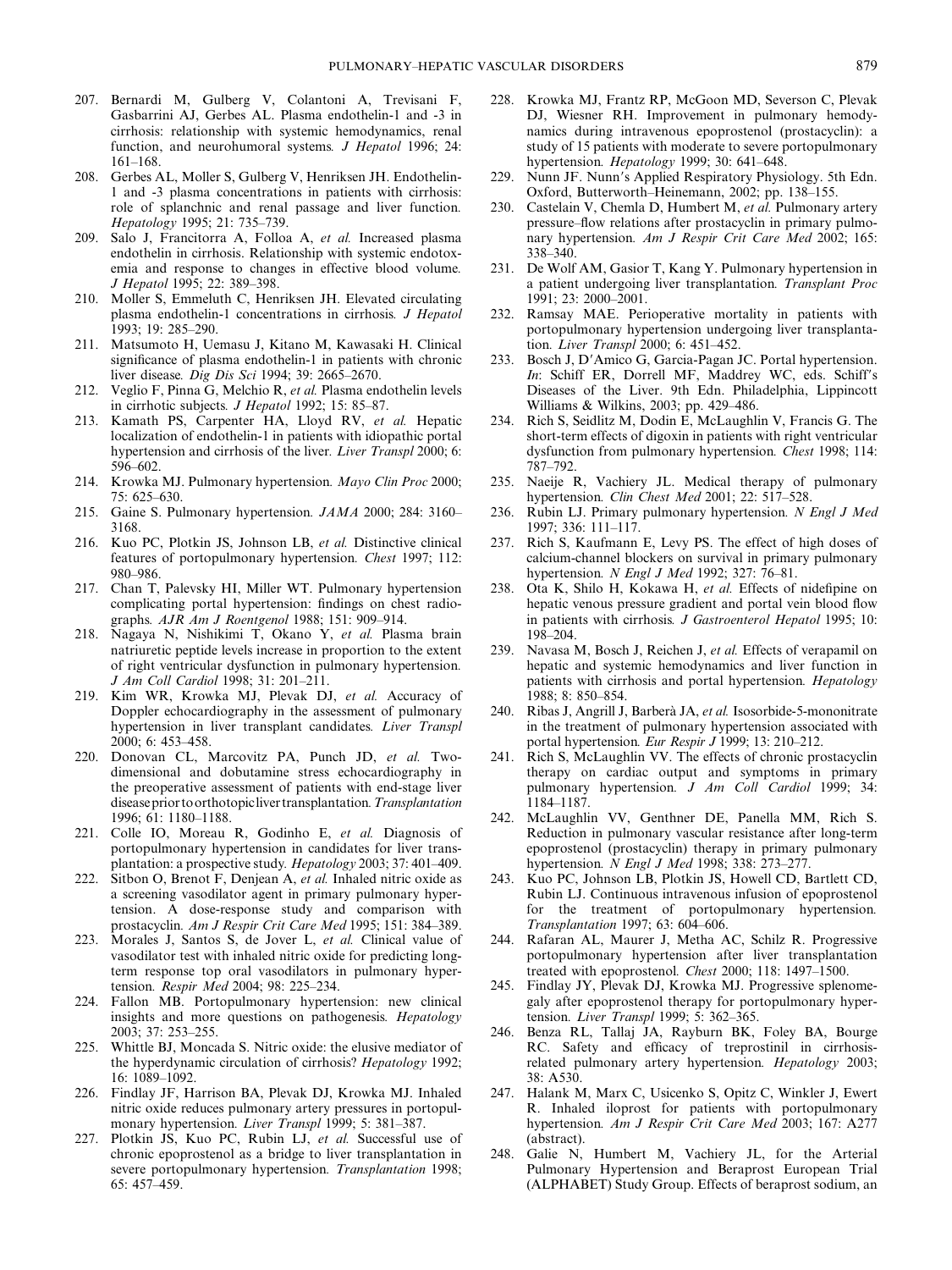207. Bernardi M, Gulberg V, Colantoni A, Trevisani F, Gasbarrini AJ, Gerbes AL. Plasma endothelin-1 and -3 in cirrhosis: relationship with systemic hemodynamics, renal function, and neurohumoral systems. *J Hepatol* 1996; 24: 161–168.
208. Gerbes AL, Moller S, Gulberg V, Henriksen JH. Endothelin-1 and -3 plasma concentrations in patients with cirrhosis: role of splanchnic and renal passage and liver function. *Hepatology* 1995; 21: 735–739.
209. Salo J, Francitorra A, Folloa A, *et al.* Increased plasma endothelin in cirrhosis. Relationship with systemic endotoxemia and response to changes in effective blood volume. *J Hepatol* 1995; 22: 389–398.
210. Moller S, Emmeluth C, Henriksen JH. Elevated circulating plasma endothelin-1 concentrations in cirrhosis. *J Hepatol* 1993; 19: 285–290.
211. Matsumoto H, Uemasu J, Kitano M, Kawasaki H. Clinical significance of plasma endothelin-1 in patients with chronic liver disease. *Dig Dis Sci* 1994; 39: 2665–2670.
212. Veglio F, Pinna G, Melchio R, *et al.* Plasma endothelin levels in cirrhotic subjects. *J Hepatol* 1992; 15: 85–87.
213. Kamath PS, Carpenter HA, Lloyd RV, *et al.* Hepatic localization of endothelin-1 in patients with idiopathic portal hypertension and cirrhosis of the liver. *Liver Transpl* 2000; 6: 596–602.
214. Krowka MJ. Pulmonary hypertension. *Mayo Clin Proc* 2000; 75: 625–630.
215. Gaine S. Pulmonary hypertension. *JAMA* 2000; 284: 3160–3168.
216. Kuo PC, Plotkin JS, Johnson LB, *et al.* Distinctive clinical features of portopulmonary hypertension. *Chest* 1997; 112: 980–986.
217. Chan T, Palevsky HI, Miller WT. Pulmonary hypertension complicating portal hypertension: findings on chest radiographs. *AJR Am J Roentgenol* 1988; 151: 909–914.
218. Nagaya N, Nishikimi T, Okano Y, *et al.* Plasma brain natriuretic peptide levels increase in proportion to the extent of right ventricular dysfunction in pulmonary hypertension. *J Am Coll Cardiol* 1998; 31: 201–211.
219. Kim WR, Krowka MJ, Plevak DJ, *et al.* Accuracy of Doppler echocardiography in the assessment of pulmonary hypertension in liver transplant candidates. *Liver Transpl* 2000; 6: 453–458.
220. Donovan CL, Marcovitz PA, Punch JD, *et al.* Two-dimensional and dobutamine stress echocardiography in the preoperative assessment of patients with end-stage liver disease prior to orthotopic liver transplantation. *Transplantation* 1996; 61: 1180–1188.
221. Colle IO, Moreau R, Godinho E, *et al.* Diagnosis of portopulmonary hypertension in candidates for liver transplantation: a prospective study. *Hepatology* 2003; 37: 401–409.
222. Sitbon O, Brenot F, Denjean A, *et al.* Inhaled nitric oxide as a screening vasodilator agent in primary pulmonary hypertension. A dose-response study and comparison with prostacyclin. *Am J Respir Crit Care Med* 1995; 151: 384–389.
223. Morales J, Santos S, de Jover L, *et al.* Clinical value of vasodilator test with inhaled nitric oxide for predicting long-term response top oral vasodilators in pulmonary hypertension. *Respir Med* 2004; 98: 225–234.
224. Fallon MB. Portopulmonary hypertension: new clinical insights and more questions on pathogenesis. *Hepatology* 2003; 37: 253–255.
225. Whittle BJ, Moncada S. Nitric oxide: the elusive mediator of the hyperdynamic circulation of cirrhosis? *Hepatology* 1992; 16: 1089–1092.
226. Findlay JF, Harrison BA, Plevak DJ, Krowka MJ. Inhaled nitric oxide reduces pulmonary artery pressures in portopulmonary hypertension. *Liver Transpl* 1999; 5: 381–387.
227. Plotkin JS, Kuo PC, Rubin LJ, *et al.* Successful use of chronic epoprostenol as a bridge to liver transplantation in severe portopulmonary hypertension. *Transplantation* 1998; 65: 457–459.
228. Krowka MJ, Frantz RP, McGoon MD, Severson C, Plevak DJ, Wiesner RH. Improvement in pulmonary hemodynamics during intravenous epoprostenol (prostacyclin): a study of 15 patients with moderate to severe portopulmonary hypertension. *Hepatology* 1999; 30: 641–648.
229. Nunn JF. Nunn's Applied Respiratory Physiology. 5th Edn. Oxford, Butterworth–Heinemann, 2002; pp. 138–155.
230. Castelain V, Chemla D, Humbert M, *et al.* Pulmonary artery pressure–flow relations after prostacyclin in primary pulmonary hypertension. *Am J Respir Crit Care Med* 2002; 165: 338–340.
231. De Wolf AM, Gasior T, Kang Y. Pulmonary hypertension in a patient undergoing liver transplantation. *Transplant Proc* 1991; 23: 2000–2001.
232. Ramsay MAE. Perioperative mortality in patients with portopulmonary hypertension undergoing liver transplantation. *Liver Transpl* 2000; 6: 451–452.
233. Bosch J, D'Amico G, Garcia-Pagan JC. Portal hypertension. *In*: Schiff ER, Dorrell MF, Maddrey WC, eds. Schiff's Diseases of the Liver. 9th Edn. Philadelphia, Lippincott Williams & Wilkins, 2003; pp. 429–486.
234. Rich S, Seidlitz M, Dodin E, McLaughlin V, Francis G. The short-term effects of digoxin in patients with right ventricular dysfunction from pulmonary hypertension. *Chest* 1998; 114: 787–792.
235. Naeije R, Vachiery JL. Medical therapy of pulmonary hypertension. *Clin Chest Med* 2001; 22: 517–528.
236. Rubin LJ. Primary pulmonary hypertension. *N Engl J Med* 1997; 336: 111–117.
237. Rich S, Kaufmann E, Levy PS. The effect of high doses of calcium-channel blockers on survival in primary pulmonary hypertension. *N Engl J Med* 1992; 327: 76–81.
238. Ota K, Shilo H, Kokawa H, *et al.* Effects of nifedipine on hepatic venous pressure gradient and portal vein blood flow in patients with cirrhosis. *J Gastroenterol Hepatol* 1995; 10: 198–204.
239. Navasa M, Bosch J, Reichen J, *et al.* Effects of verapamil on hepatic and systemic hemodynamics and liver function in patients with cirrhosis and portal hypertension. *Hepatology* 1988; 8: 850–854.
240. Ribas J, Angrill J, Barberà JA, *et al.* Isosorbide-5-mononitrate in the treatment of pulmonary hypertension associated with portal hypertension. *Eur Respir J* 1999; 13: 210–212.
241. Rich S, McLaughlin VV. The effects of chronic prostacyclin therapy on cardiac output and symptoms in primary pulmonary hypertension. *J Am Coll Cardiol* 1999; 34: 1184–1187.
242. McLaughlin VV, Genthner DE, Panella MM, Rich S. Reduction in pulmonary vascular resistance after long-term epoprostenol (prostacyclin) therapy in primary pulmonary hypertension. *N Engl J Med* 1998; 338: 273–277.
243. Kuo PC, Johnson LB, Plotkin JS, Howell CD, Bartlett CD, Rubin LJ. Continuous intravenous infusion of epoprostenol for the treatment of portopulmonary hypertension. *Transplantation* 1997; 63: 604–606.
244. Rafaran AL, Maurer J, Metha AC, Schilz R. Progressive portopulmonary hypertension after liver transplantation treated with epoprostenol. *Chest* 2000; 118: 1497–1500.
245. Findlay JY, Plevak DJ, Krowka MJ. Progressive splenomegaly after epoprostenol therapy for portopulmonary hypertension. *Liver Transpl* 1999; 5: 362–365.
246. Benza RL, Tallaj JA, Rayburn BK, Foley BA, Bourge RC. Safety and efficacy of treprostinil in cirrhosis-related pulmonary artery hypertension. *Hepatology* 2003; 38: A530.
247. Halank M, Marx C, Usicenko S, Opitz C, Winkler J, Ewert R. Inhaled iloprost for patients with portopulmonary hypertension. *Am J Respir Crit Care Med* 2003; 167: A277 (abstract).
248. Galie N, Humbert M, Vachiery JL, for the Arterial Pulmonary Hypertension and Beraprost European Trial (ALPHABET) Study Group. Effects of beraprost sodium, an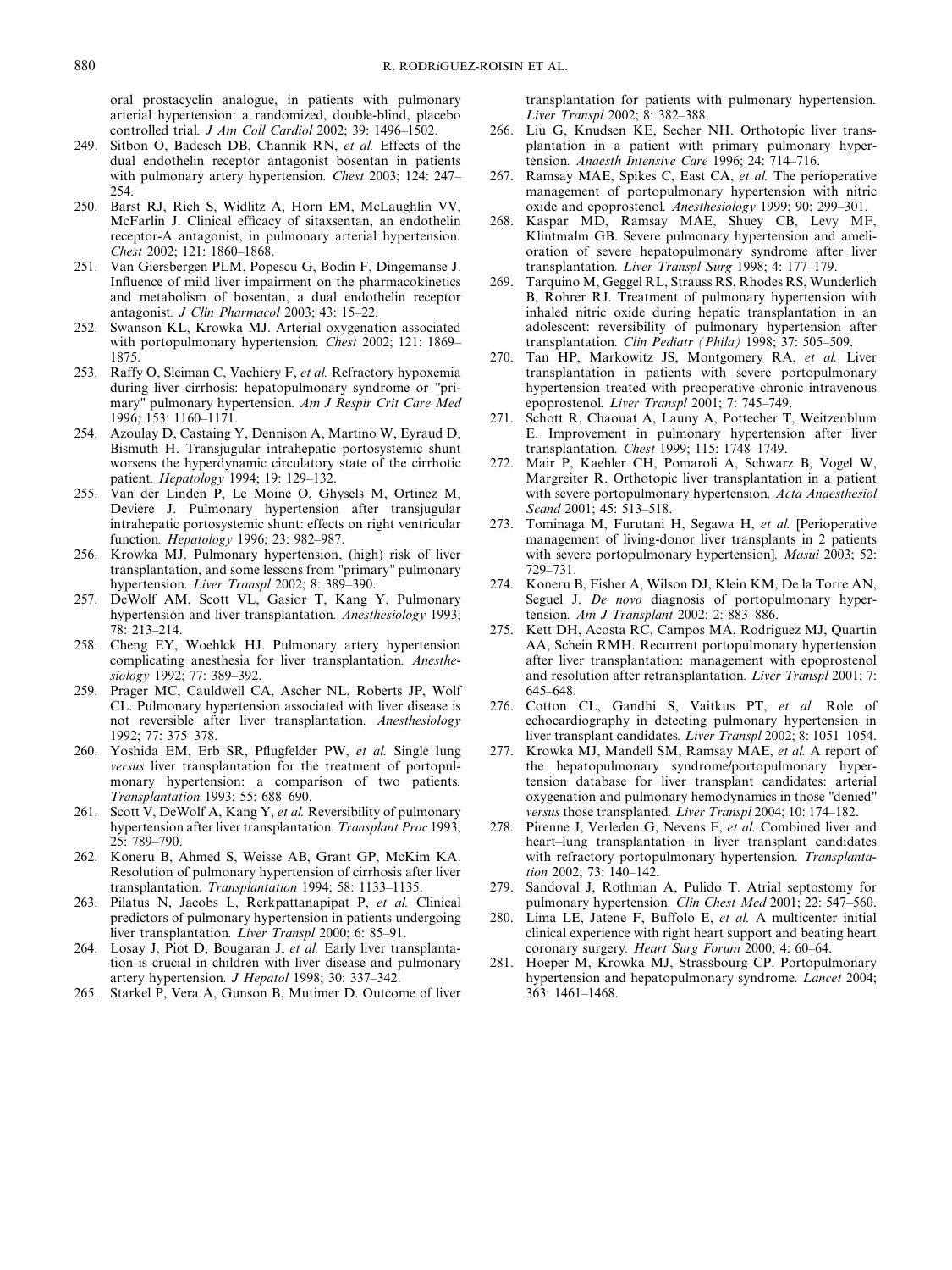oral prostacyclin analogue, in patients with pulmonary arterial hypertension: a randomized, double-blind, placebo controlled trial. *J Am Coll Cardiol* 2002; 39: 1496–1502.

249. Sitbon O, Badesch DB, Channik RN, *et al.* Effects of the dual endothelin receptor antagonist bosentan in patients with pulmonary artery hypertension. *Chest* 2003; 124: 247–254.
250. Barst RJ, Rich S, Widlitz A, Horn EM, McLaughlin VV, McFarlin J. Clinical efficacy of sitaxsentan, an endothelin receptor-A antagonist, in pulmonary arterial hypertension. *Chest* 2002; 121: 1860–1868.
251. Van Giersbergen PLM, Popescu G, Bodin F, Dingemanse J. Influence of mild liver impairment on the pharmacokinetics and metabolism of bosentan, a dual endothelin receptor antagonist. *J Clin Pharmacol* 2003; 43: 15–22.
252. Swanson KL, Krowka MJ. Arterial oxygenation associated with portopulmonary hypertension. *Chest* 2002; 121: 1869–1875.
253. Raffy O, Sleiman C, Vachiery F, *et al.* Refractory hypoxemia during liver cirrhosis: hepatopulmonary syndrome or "primary" pulmonary hypertension. *Am J Respir Crit Care Med* 1996; 153: 1160–1171.
254. Azoulay D, Castaing Y, Dennison A, Martino W, Eyraud D, Bismuth H. Transjugular intrahepatic portosystemic shunt worsens the hyperdynamic circulatory state of the cirrhotic patient. *Hepatology* 1994; 19: 129–132.
255. Van der Linden P, Le Moine O, Ghysels M, Ortinez M, Deviere J. Pulmonary hypertension after transjugular intrahepatic portosystemic shunt: effects on right ventricular function. *Hepatology* 1996; 23: 982–987.
256. Krowka MJ. Pulmonary hypertension, (high) risk of liver transplantation, and some lessons from "primary" pulmonary hypertension. *Liver Transpl* 2002; 8: 389–390.
257. DeWolf AM, Scott VL, Gasior T, Kang Y. Pulmonary hypertension and liver transplantation. *Anesthesiology* 1993; 78: 213–214.
258. Cheng EY, Woehlck HJ. Pulmonary artery hypertension complicating anesthesia for liver transplantation. *Anesthesiology* 1992; 77: 389–392.
259. Prager MC, Cauldwell CA, Ascher NL, Roberts JP, Wolf CL. Pulmonary hypertension associated with liver disease is not reversible after liver transplantation. *Anesthesiology* 1992; 77: 375–378.
260. Yoshida EM, Erb SR, Pflugfelder PW, *et al.* Single lung *versus* liver transplantation for the treatment of portopulmonary hypertension: a comparison of two patients. *Transplantation* 1993; 55: 688–690.
261. Scott V, DeWolf A, Kang Y, *et al.* Reversibility of pulmonary hypertension after liver transplantation. *Transplant Proc* 1993; 25: 789–790.
262. Koneru B, Ahmed S, Weisse AB, Grant GP, McKim KA. Resolution of pulmonary hypertension of cirrhosis after liver transplantation. *Transplantation* 1994; 58: 1133–1135.
263. Pilatus N, Jacobs L, Rerkpattanapipat P, *et al.* Clinical predictors of pulmonary hypertension in patients undergoing liver transplantation. *Liver Transpl* 2000; 6: 85–91.
264. Losay J, Piot D, Bougaran J, *et al.* Early liver transplantation is crucial in children with liver disease and pulmonary artery hypertension. *J Hepatol* 1998; 30: 337–342.
265. Starkel P, Vera A, Gunson B, Mutimer D. Outcome of liver transplantation for patients with pulmonary hypertension. *Liver Transpl* 2002; 8: 382–388.
266. Liu G, Knudsen KE, Secher NH. Orthotopic liver transplantation in a patient with primary pulmonary hypertension. *Anaesth Intensive Care* 1996; 24: 714–716.
267. Ramsay MAE, Spikes C, East CA, *et al.* The perioperative management of portopulmonary hypertension with nitric oxide and epoprostenol. *Anesthesiology* 1999; 90: 299–301.
268. Kaspar MD, Ramsay MAE, Shuey CB, Levy MF, Klintmalm GB. Severe pulmonary hypertension and amelioration of severe hepatopulmonary syndrome after liver transplantation. *Liver Transpl Surg* 1998; 4: 177–179.
269. Tarquino M, Geggel RL, Strauss RS, Rhodes RS, Wunderlich B, Rohrer RJ. Treatment of pulmonary hypertension with inhaled nitric oxide during hepatic transplantation in an adolescent: reversibility of pulmonary hypertension after transplantation. *Clin Pediatr (Phila)* 1998; 37: 505–509.
270. Tan HP, Markowitz JS, Montgomery RA, *et al.* Liver transplantation in patients with severe portopulmonary hypertension treated with preoperative chronic intravenous epoprostenol. *Liver Transpl* 2001; 7: 745–749.
271. Schott R, Chaouat A, Launy A, Pottecher T, Weitzenblum E. Improvement in pulmonary hypertension after liver transplantation. *Chest* 1999; 115: 1748–1749.
272. Mair P, Kaehler CH, Pomaroli A, Schwarz B, Vogel W, Margreiter R. Orthotopic liver transplantation in a patient with severe portopulmonary hypertension. *Acta Anaesthesiol Scand* 2001; 45: 513–518.
273. Tominaga M, Furutani H, Segawa H, *et al.* [Perioperative management of living-donor liver transplants in 2 patients with severe portopulmonary hypertension]. *Masui* 2003; 52: 729–731.
274. Koneru B, Fisher A, Wilson DJ, Klein KM, De la Torre AN, Seguel J. *De novo* diagnosis of portopulmonary hypertension. *Am J Transplant* 2002; 2: 883–886.
275. Kett DH, Acosta RC, Campos MA, Rodriguez MJ, Quartin AA, Schein RMH. Recurrent portopulmonary hypertension after liver transplantation: management with epoprostenol and resolution after retransplantation. *Liver Transpl* 2001; 7: 645–648.
276. Cotton CL, Gandhi S, Vaitkus PT, *et al.* Role of echocardiography in detecting pulmonary hypertension in liver transplant candidates. *Liver Transpl* 2002; 8: 1051–1054.
277. Krowka MJ, Mandell SM, Ramsay MAE, *et al.* A report of the hepatopulmonary syndrome/portopulmonary hypertension database for liver transplant candidates: arterial oxygenation and pulmonary hemodynamics in those "denied" *versus* those transplanted. *Liver Transpl* 2004; 10: 174–182.
278. Pirenne J, Verleden G, Nevens F, *et al.* Combined liver and heart–lung transplantation in liver transplant candidates with refractory portopulmonary hypertension. *Transplantation* 2002; 73: 140–142.
279. Sandoval J, Rothman A, Pulido T. Atrial septostomy for pulmonary hypertension. *Clin Chest Med* 2001; 22: 547–560.
280. Lima LE, Jatene F, Buffolo E, *et al.* A multicenter initial clinical experience with right heart support and beating heart coronary surgery. *Heart Surg Forum* 2000; 4: 60–64.
281. Hoeper M, Krowka MJ, Strassbourg CP. Portopulmonary hypertension and hepatopulmonary syndrome. *Lancet* 2004; 363: 1461–1468.